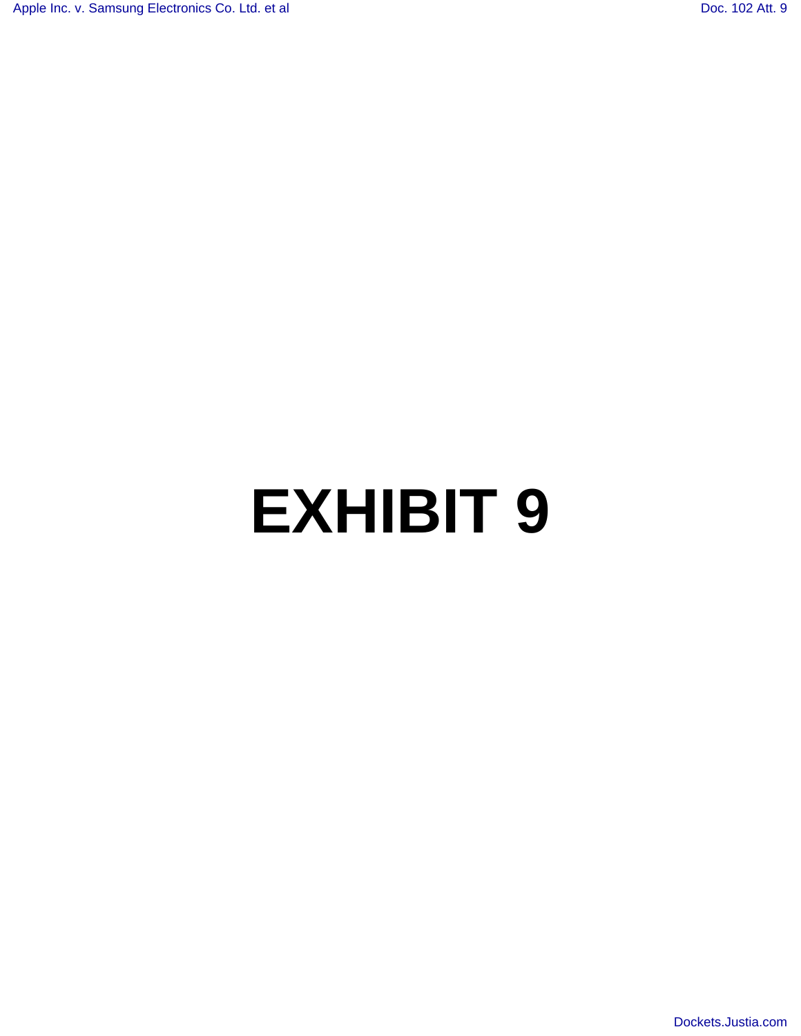# EXHIBIT 9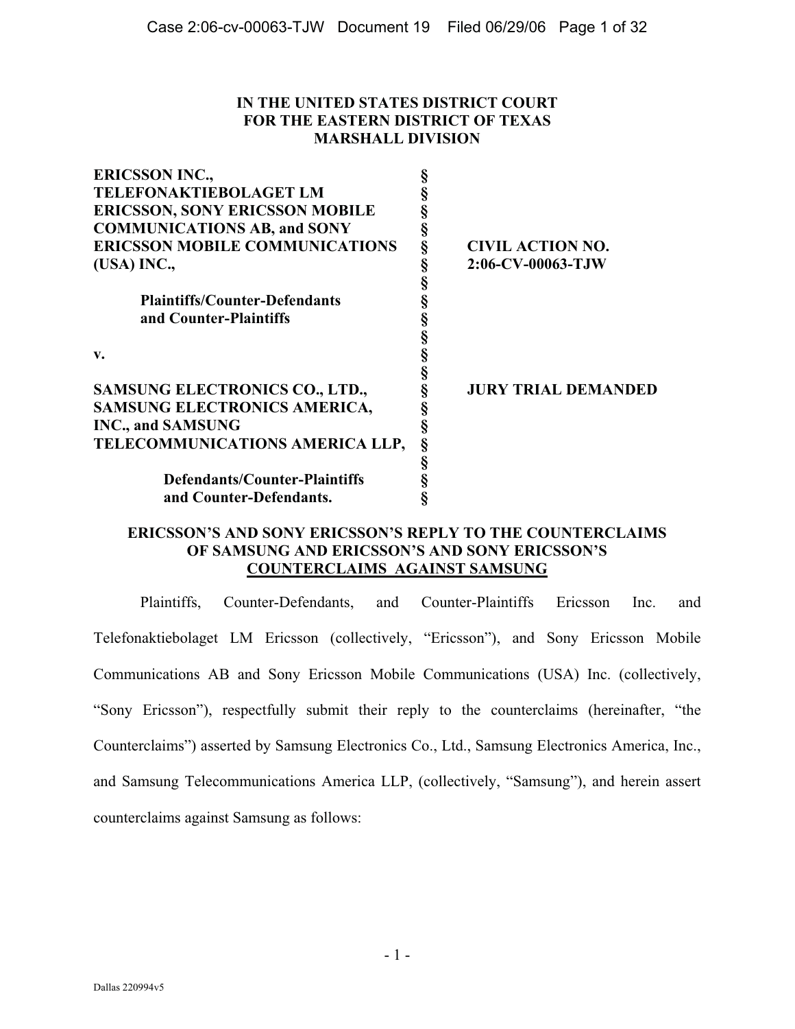**IN THE UNITED STATES DISTRICT COURT
FOR THE EASTERN DISTRICT OF TEXAS
MARSHALL DIVISION**

| | | |
|---|---|---|
| **ERICSSON INC., TELEFONAKTIEBOLAGET LM ERICSSON, SONY ERICSSON MOBILE COMMUNICATIONS AB, and SONY ERICSSON MOBILE COMMUNICATIONS (USA) INC.,** | § | **CIVIL ACTION NO. 2:06-CV-00063-TJW** |
| **Plaintiffs/Counter-Defendants and Counter-Plaintiffs** | § | |
| **v.** | § | |
| **SAMSUNG ELECTRONICS CO., LTD., SAMSUNG ELECTRONICS AMERICA, INC., and SAMSUNG TELECOMMUNICATIONS AMERICA LLP,** | § | **JURY TRIAL DEMANDED** |
| **Defendants/Counter-Plaintiffs and Counter-Defendants.** | § | |

**ERICSSON'S AND SONY ERICSSON'S REPLY TO THE COUNTERCLAIMS OF SAMSUNG AND ERICSSON'S AND SONY ERICSSON'S COUNTERCLAIMS AGAINST SAMSUNG**

Plaintiffs, Counter-Defendants, and Counter-Plaintiffs Ericsson Inc. and Telefonaktiebolaget LM Ericsson (collectively, "Ericsson"), and Sony Ericsson Mobile Communications AB and Sony Ericsson Mobile Communications (USA) Inc. (collectively, "Sony Ericsson"), respectfully submit their reply to the counterclaims (hereinafter, "the Counterclaims") asserted by Samsung Electronics Co., Ltd., Samsung Electronics America, Inc., and Samsung Telecommunications America LLP, (collectively, "Samsung"), and herein assert counterclaims against Samsung as follows:

Dallas 220994v5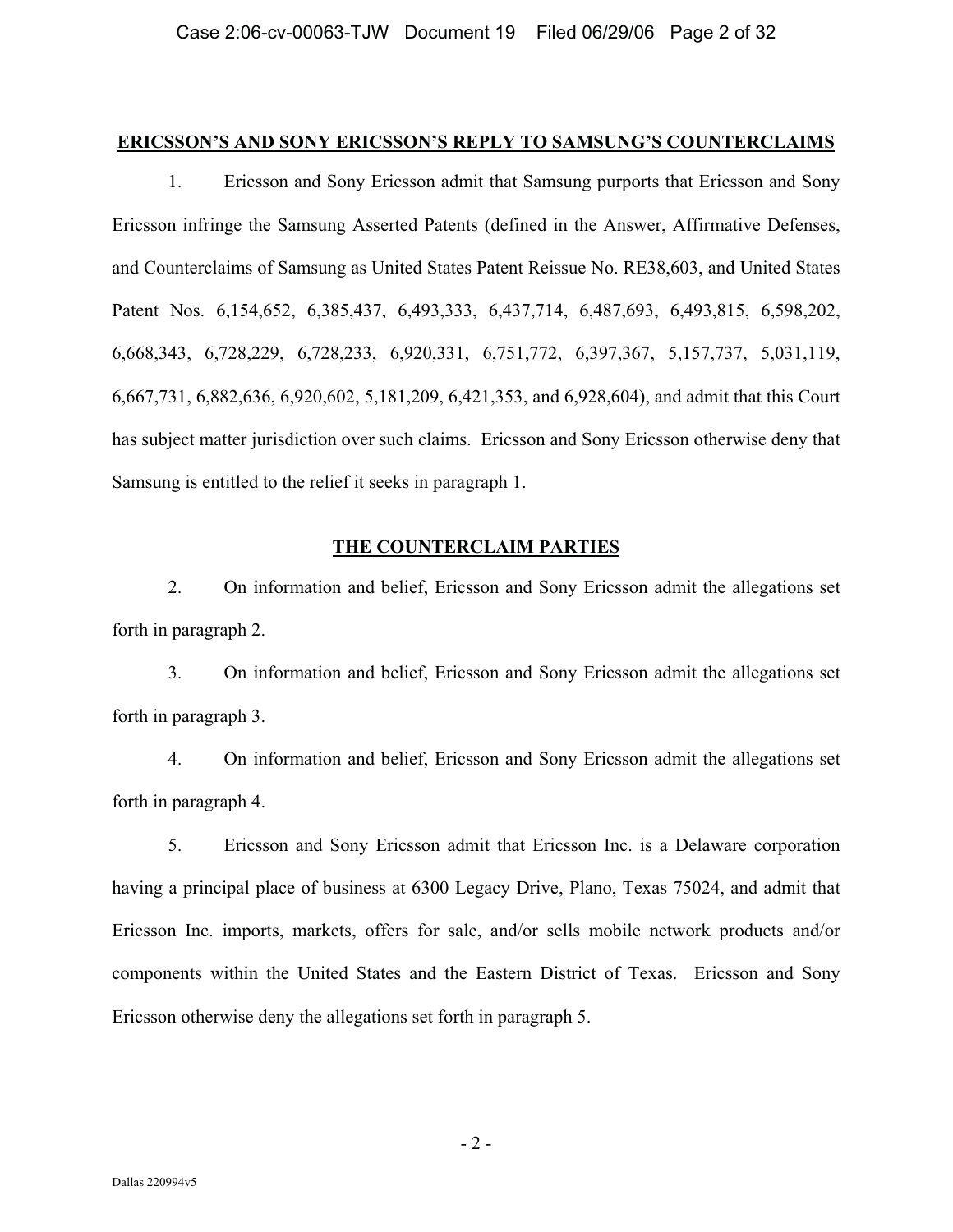## ERICSSON'S AND SONY ERICSSON'S REPLY TO SAMSUNG'S COUNTERCLAIMS

1. Ericsson and Sony Ericsson admit that Samsung purports that Ericsson and Sony Ericsson infringe the Samsung Asserted Patents (defined in the Answer, Affirmative Defenses, and Counterclaims of Samsung as United States Patent Reissue No. RE38,603, and United States Patent Nos. 6,154,652, 6,385,437, 6,493,333, 6,437,714, 6,487,693, 6,493,815, 6,598,202, 6,668,343, 6,728,229, 6,728,233, 6,920,331, 6,751,772, 6,397,367, 5,157,737, 5,031,119, 6,667,731, 6,882,636, 6,920,602, 5,181,209, 6,421,353, and 6,928,604), and admit that this Court has subject matter jurisdiction over such claims. Ericsson and Sony Ericsson otherwise deny that Samsung is entitled to the relief it seeks in paragraph 1.

## THE COUNTERCLAIM PARTIES

2. On information and belief, Ericsson and Sony Ericsson admit the allegations set forth in paragraph 2.

3. On information and belief, Ericsson and Sony Ericsson admit the allegations set forth in paragraph 3.

4. On information and belief, Ericsson and Sony Ericsson admit the allegations set forth in paragraph 4.

5. Ericsson and Sony Ericsson admit that Ericsson Inc. is a Delaware corporation having a principal place of business at 6300 Legacy Drive, Plano, Texas 75024, and admit that Ericsson Inc. imports, markets, offers for sale, and/or sells mobile network products and/or components within the United States and the Eastern District of Texas. Ericsson and Sony Ericsson otherwise deny the allegations set forth in paragraph 5.

Dallas 220994v5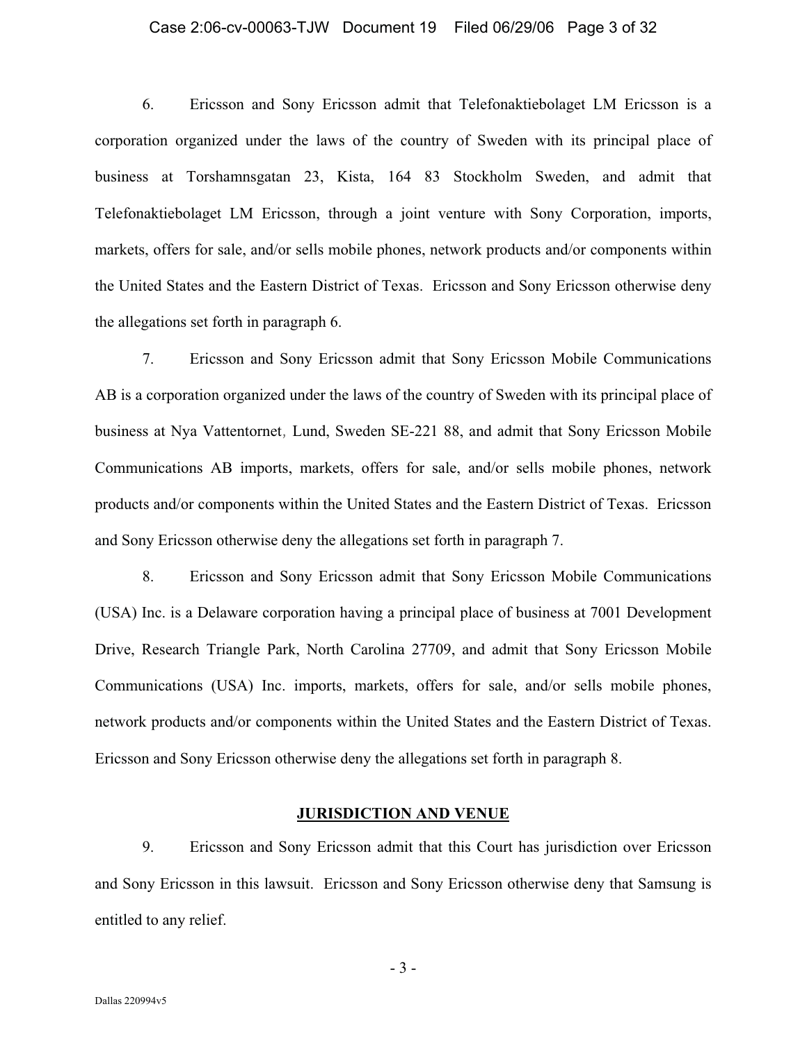6. Ericsson and Sony Ericsson admit that Telefonaktiebolaget LM Ericsson is a corporation organized under the laws of the country of Sweden with its principal place of business at Torshamnsgatan 23, Kista, 164 83 Stockholm Sweden, and admit that Telefonaktiebolaget LM Ericsson, through a joint venture with Sony Corporation, imports, markets, offers for sale, and/or sells mobile phones, network products and/or components within the United States and the Eastern District of Texas. Ericsson and Sony Ericsson otherwise deny the allegations set forth in paragraph 6.

7. Ericsson and Sony Ericsson admit that Sony Ericsson Mobile Communications AB is a corporation organized under the laws of the country of Sweden with its principal place of business at Nya Vattentornet, Lund, Sweden SE-221 88, and admit that Sony Ericsson Mobile Communications AB imports, markets, offers for sale, and/or sells mobile phones, network products and/or components within the United States and the Eastern District of Texas. Ericsson and Sony Ericsson otherwise deny the allegations set forth in paragraph 7.

8. Ericsson and Sony Ericsson admit that Sony Ericsson Mobile Communications (USA) Inc. is a Delaware corporation having a principal place of business at 7001 Development Drive, Research Triangle Park, North Carolina 27709, and admit that Sony Ericsson Mobile Communications (USA) Inc. imports, markets, offers for sale, and/or sells mobile phones, network products and/or components within the United States and the Eastern District of Texas. Ericsson and Sony Ericsson otherwise deny the allegations set forth in paragraph 8.

## JURISDICTION AND VENUE

9. Ericsson and Sony Ericsson admit that this Court has jurisdiction over Ericsson and Sony Ericsson in this lawsuit. Ericsson and Sony Ericsson otherwise deny that Samsung is entitled to any relief.

Dallas 220994v5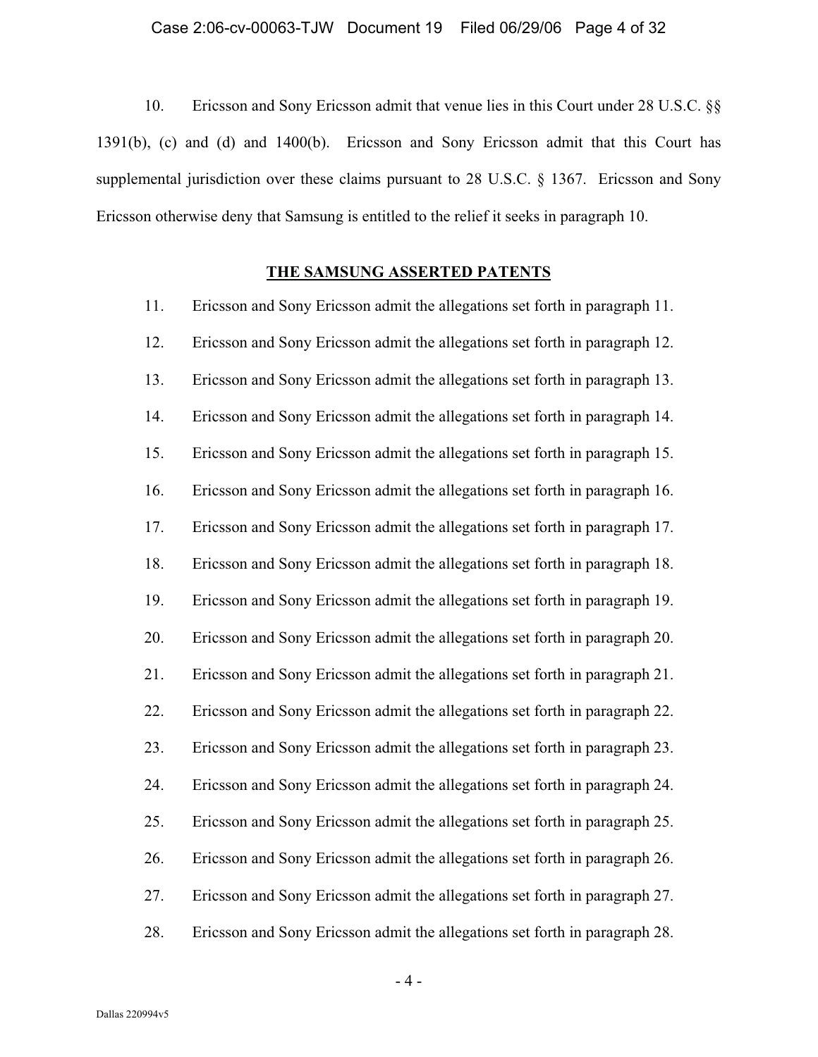10. Ericsson and Sony Ericsson admit that venue lies in this Court under 28 U.S.C. §§ 1391(b), (c) and (d) and 1400(b). Ericsson and Sony Ericsson admit that this Court has supplemental jurisdiction over these claims pursuant to 28 U.S.C. § 1367. Ericsson and Sony Ericsson otherwise deny that Samsung is entitled to the relief it seeks in paragraph 10.

## THE SAMSUNG ASSERTED PATENTS

11. Ericsson and Sony Ericsson admit the allegations set forth in paragraph 11.

12. Ericsson and Sony Ericsson admit the allegations set forth in paragraph 12.

13. Ericsson and Sony Ericsson admit the allegations set forth in paragraph 13.

14. Ericsson and Sony Ericsson admit the allegations set forth in paragraph 14.

15. Ericsson and Sony Ericsson admit the allegations set forth in paragraph 15.

16. Ericsson and Sony Ericsson admit the allegations set forth in paragraph 16.

17. Ericsson and Sony Ericsson admit the allegations set forth in paragraph 17.

18. Ericsson and Sony Ericsson admit the allegations set forth in paragraph 18.

19. Ericsson and Sony Ericsson admit the allegations set forth in paragraph 19.

20. Ericsson and Sony Ericsson admit the allegations set forth in paragraph 20.

21. Ericsson and Sony Ericsson admit the allegations set forth in paragraph 21.

22. Ericsson and Sony Ericsson admit the allegations set forth in paragraph 22.

23. Ericsson and Sony Ericsson admit the allegations set forth in paragraph 23.

24. Ericsson and Sony Ericsson admit the allegations set forth in paragraph 24.

25. Ericsson and Sony Ericsson admit the allegations set forth in paragraph 25.

26. Ericsson and Sony Ericsson admit the allegations set forth in paragraph 26.

27. Ericsson and Sony Ericsson admit the allegations set forth in paragraph 27.

28. Ericsson and Sony Ericsson admit the allegations set forth in paragraph 28.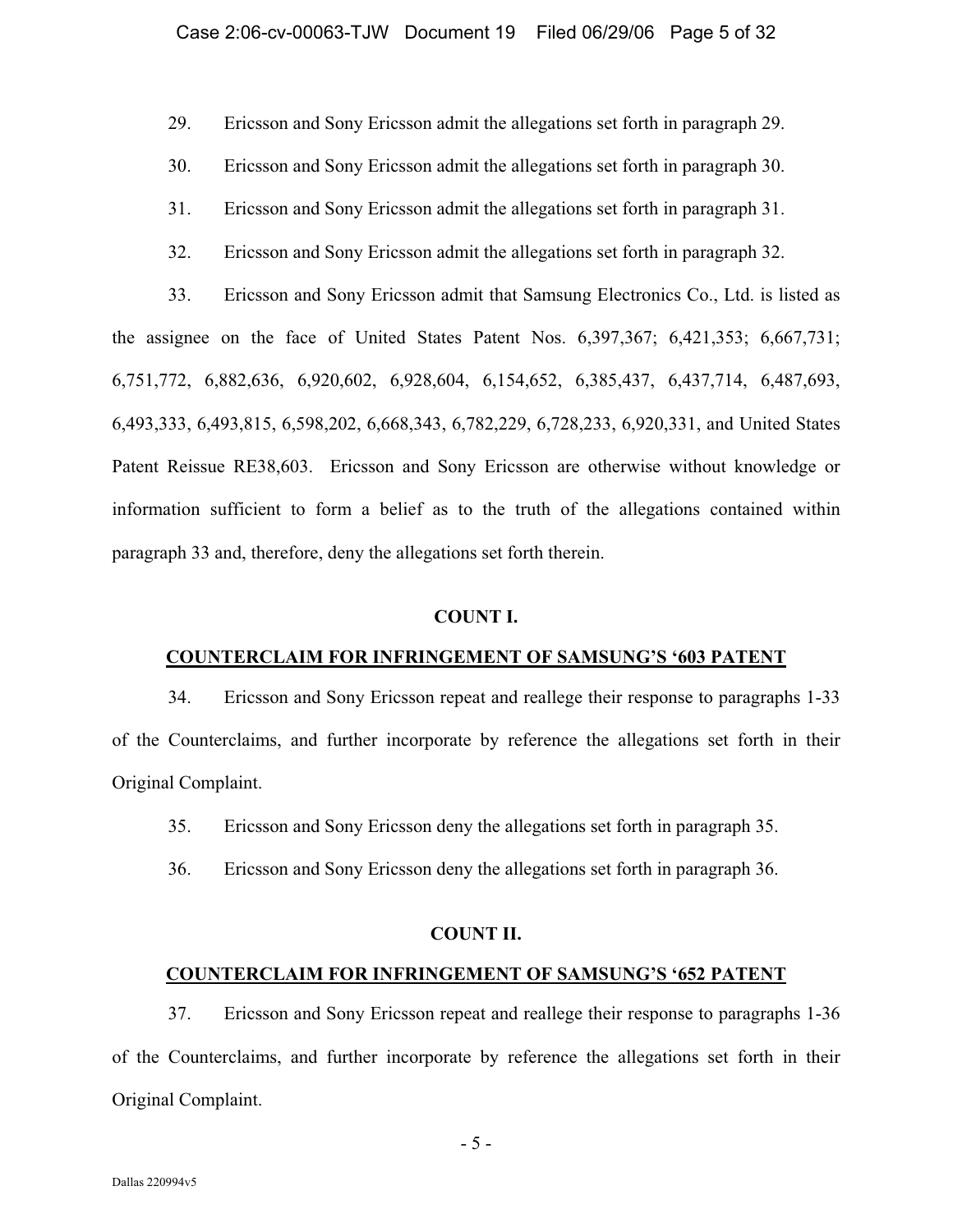29. Ericsson and Sony Ericsson admit the allegations set forth in paragraph 29.

30. Ericsson and Sony Ericsson admit the allegations set forth in paragraph 30.

31. Ericsson and Sony Ericsson admit the allegations set forth in paragraph 31.

32. Ericsson and Sony Ericsson admit the allegations set forth in paragraph 32.

33. Ericsson and Sony Ericsson admit that Samsung Electronics Co., Ltd. is listed as the assignee on the face of United States Patent Nos. 6,397,367; 6,421,353; 6,667,731; 6,751,772, 6,882,636, 6,920,602, 6,928,604, 6,154,652, 6,385,437, 6,437,714, 6,487,693, 6,493,333, 6,493,815, 6,598,202, 6,668,343, 6,782,229, 6,728,233, 6,920,331, and United States Patent Reissue RE38,603. Ericsson and Sony Ericsson are otherwise without knowledge or information sufficient to form a belief as to the truth of the allegations contained within paragraph 33 and, therefore, deny the allegations set forth therein.

**COUNT I.**

**COUNTERCLAIM FOR INFRINGEMENT OF SAMSUNG'S '603 PATENT**

34. Ericsson and Sony Ericsson repeat and reallege their response to paragraphs 1-33 of the Counterclaims, and further incorporate by reference the allegations set forth in their Original Complaint.

35. Ericsson and Sony Ericsson deny the allegations set forth in paragraph 35.

36. Ericsson and Sony Ericsson deny the allegations set forth in paragraph 36.

**COUNT II.**

**COUNTERCLAIM FOR INFRINGEMENT OF SAMSUNG'S '652 PATENT**

37. Ericsson and Sony Ericsson repeat and reallege their response to paragraphs 1-36 of the Counterclaims, and further incorporate by reference the allegations set forth in their Original Complaint.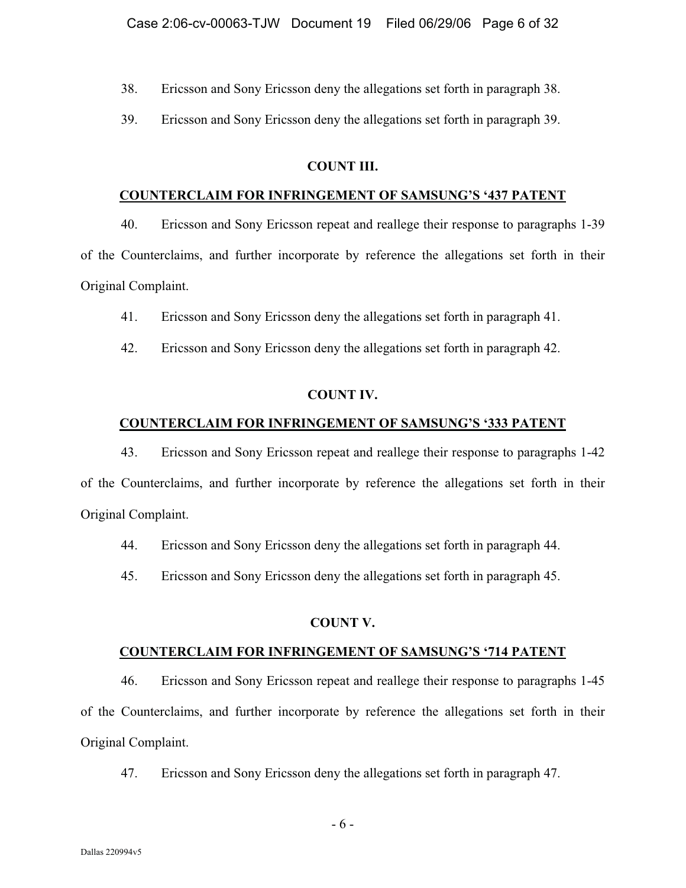38. Ericsson and Sony Ericsson deny the allegations set forth in paragraph 38.

39. Ericsson and Sony Ericsson deny the allegations set forth in paragraph 39.

**COUNT III.**

**COUNTERCLAIM FOR INFRINGEMENT OF SAMSUNG'S '437 PATENT**

40. Ericsson and Sony Ericsson repeat and reallege their response to paragraphs 1-39 of the Counterclaims, and further incorporate by reference the allegations set forth in their Original Complaint.

41. Ericsson and Sony Ericsson deny the allegations set forth in paragraph 41.

42. Ericsson and Sony Ericsson deny the allegations set forth in paragraph 42.

**COUNT IV.**

**COUNTERCLAIM FOR INFRINGEMENT OF SAMSUNG'S '333 PATENT**

43. Ericsson and Sony Ericsson repeat and reallege their response to paragraphs 1-42 of the Counterclaims, and further incorporate by reference the allegations set forth in their Original Complaint.

44. Ericsson and Sony Ericsson deny the allegations set forth in paragraph 44.

45. Ericsson and Sony Ericsson deny the allegations set forth in paragraph 45.

**COUNT V.**

**COUNTERCLAIM FOR INFRINGEMENT OF SAMSUNG'S '714 PATENT**

46. Ericsson and Sony Ericsson repeat and reallege their response to paragraphs 1-45 of the Counterclaims, and further incorporate by reference the allegations set forth in their Original Complaint.

47. Ericsson and Sony Ericsson deny the allegations set forth in paragraph 47.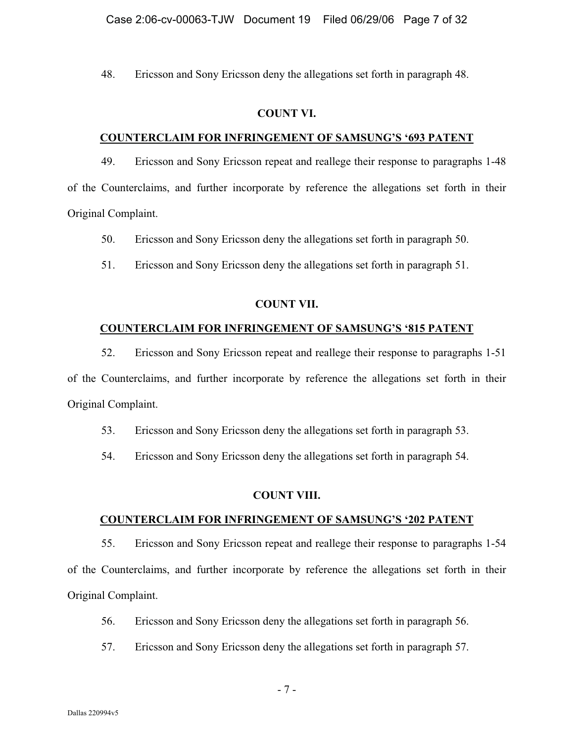48. Ericsson and Sony Ericsson deny the allegations set forth in paragraph 48.

**COUNT VI.**

**COUNTERCLAIM FOR INFRINGEMENT OF SAMSUNG'S '693 PATENT**

49. Ericsson and Sony Ericsson repeat and reallege their response to paragraphs 1-48 of the Counterclaims, and further incorporate by reference the allegations set forth in their Original Complaint.

50. Ericsson and Sony Ericsson deny the allegations set forth in paragraph 50.

51. Ericsson and Sony Ericsson deny the allegations set forth in paragraph 51.

**COUNT VII.**

**COUNTERCLAIM FOR INFRINGEMENT OF SAMSUNG'S '815 PATENT**

52. Ericsson and Sony Ericsson repeat and reallege their response to paragraphs 1-51 of the Counterclaims, and further incorporate by reference the allegations set forth in their Original Complaint.

53. Ericsson and Sony Ericsson deny the allegations set forth in paragraph 53.

54. Ericsson and Sony Ericsson deny the allegations set forth in paragraph 54.

**COUNT VIII.**

**COUNTERCLAIM FOR INFRINGEMENT OF SAMSUNG'S '202 PATENT**

55. Ericsson and Sony Ericsson repeat and reallege their response to paragraphs 1-54 of the Counterclaims, and further incorporate by reference the allegations set forth in their Original Complaint.

56. Ericsson and Sony Ericsson deny the allegations set forth in paragraph 56.

57. Ericsson and Sony Ericsson deny the allegations set forth in paragraph 57.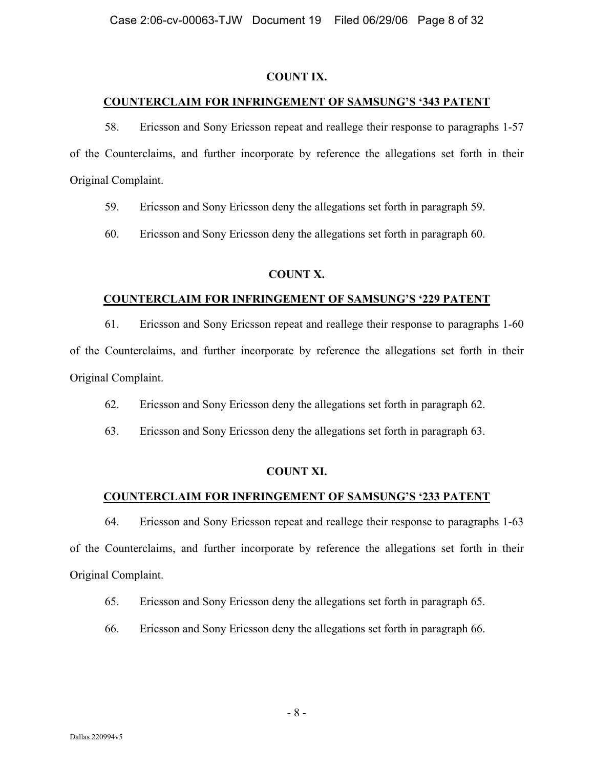**COUNT IX.**

**COUNTERCLAIM FOR INFRINGEMENT OF SAMSUNG'S '343 PATENT**

58. Ericsson and Sony Ericsson repeat and reallege their response to paragraphs 1-57 of the Counterclaims, and further incorporate by reference the allegations set forth in their Original Complaint.

59. Ericsson and Sony Ericsson deny the allegations set forth in paragraph 59.

60. Ericsson and Sony Ericsson deny the allegations set forth in paragraph 60.

**COUNT X.**

**COUNTERCLAIM FOR INFRINGEMENT OF SAMSUNG'S '229 PATENT**

61. Ericsson and Sony Ericsson repeat and reallege their response to paragraphs 1-60 of the Counterclaims, and further incorporate by reference the allegations set forth in their Original Complaint.

62. Ericsson and Sony Ericsson deny the allegations set forth in paragraph 62.

63. Ericsson and Sony Ericsson deny the allegations set forth in paragraph 63.

**COUNT XI.**

**COUNTERCLAIM FOR INFRINGEMENT OF SAMSUNG'S '233 PATENT**

64. Ericsson and Sony Ericsson repeat and reallege their response to paragraphs 1-63 of the Counterclaims, and further incorporate by reference the allegations set forth in their Original Complaint.

65. Ericsson and Sony Ericsson deny the allegations set forth in paragraph 65.

66. Ericsson and Sony Ericsson deny the allegations set forth in paragraph 66.

Dallas 220994v5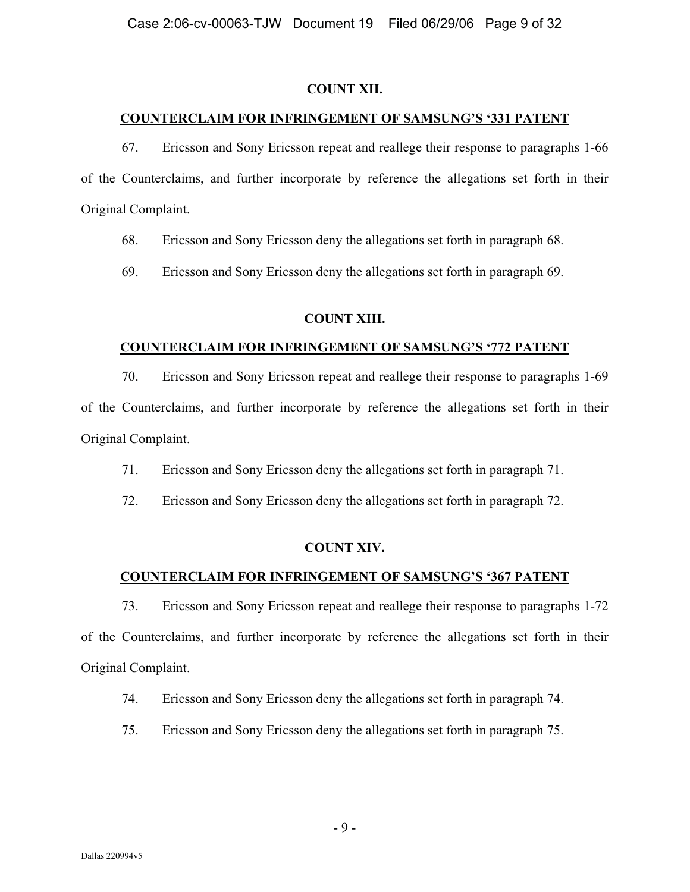## COUNT XII.

### COUNTERCLAIM FOR INFRINGEMENT OF SAMSUNG'S '331 PATENT

67. Ericsson and Sony Ericsson repeat and reallege their response to paragraphs 1-66 of the Counterclaims, and further incorporate by reference the allegations set forth in their Original Complaint.

68. Ericsson and Sony Ericsson deny the allegations set forth in paragraph 68.

69. Ericsson and Sony Ericsson deny the allegations set forth in paragraph 69.

## COUNT XIII.

### COUNTERCLAIM FOR INFRINGEMENT OF SAMSUNG'S '772 PATENT

70. Ericsson and Sony Ericsson repeat and reallege their response to paragraphs 1-69 of the Counterclaims, and further incorporate by reference the allegations set forth in their Original Complaint.

71. Ericsson and Sony Ericsson deny the allegations set forth in paragraph 71.

72. Ericsson and Sony Ericsson deny the allegations set forth in paragraph 72.

## COUNT XIV.

### COUNTERCLAIM FOR INFRINGEMENT OF SAMSUNG'S '367 PATENT

73. Ericsson and Sony Ericsson repeat and reallege their response to paragraphs 1-72 of the Counterclaims, and further incorporate by reference the allegations set forth in their Original Complaint.

74. Ericsson and Sony Ericsson deny the allegations set forth in paragraph 74.

75. Ericsson and Sony Ericsson deny the allegations set forth in paragraph 75.

Dallas 220994v5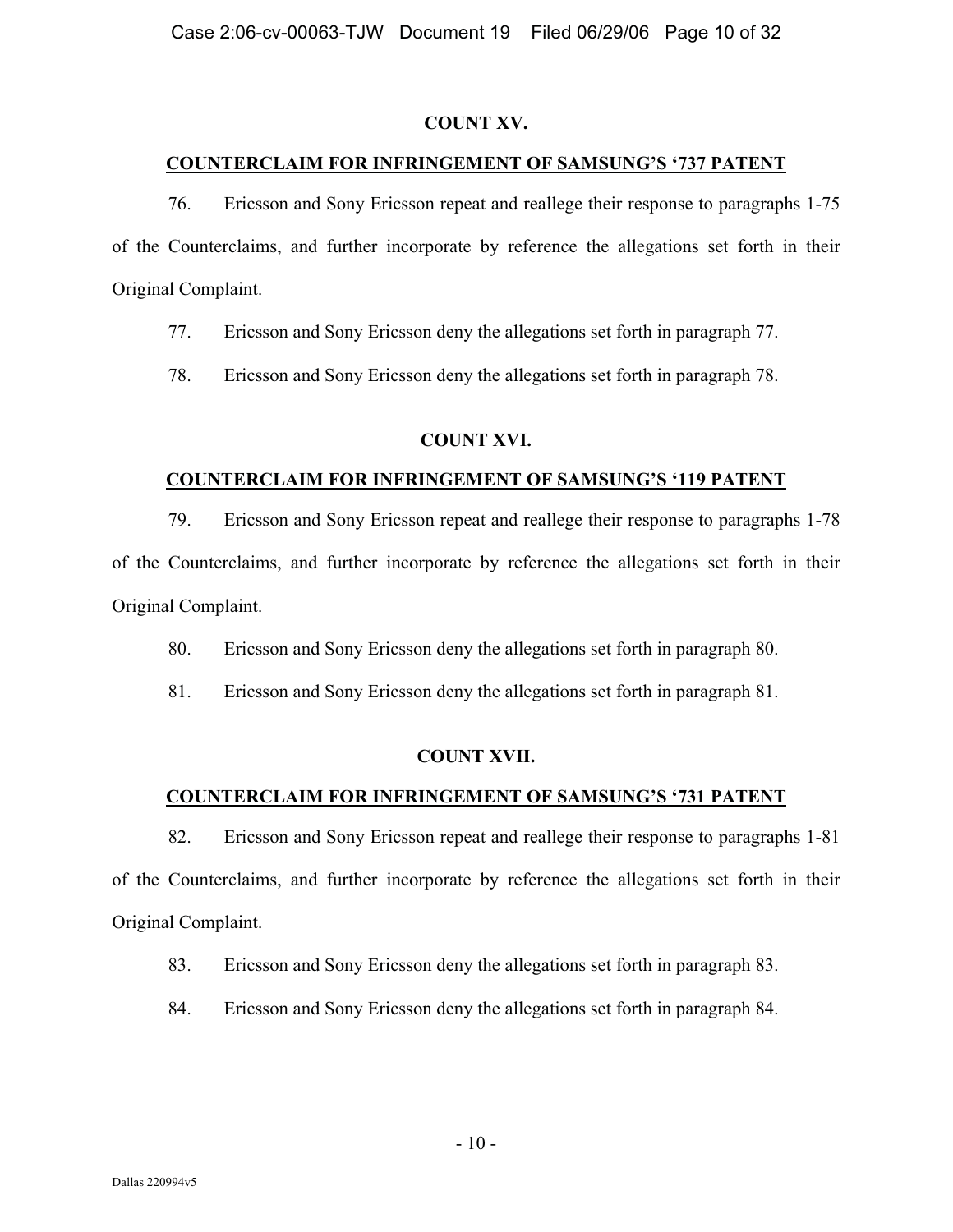## COUNT XV.

## COUNTERCLAIM FOR INFRINGEMENT OF SAMSUNG'S '737 PATENT

76. Ericsson and Sony Ericsson repeat and reallege their response to paragraphs 1-75 of the Counterclaims, and further incorporate by reference the allegations set forth in their Original Complaint.

77. Ericsson and Sony Ericsson deny the allegations set forth in paragraph 77.

78. Ericsson and Sony Ericsson deny the allegations set forth in paragraph 78.

## COUNT XVI.

## COUNTERCLAIM FOR INFRINGEMENT OF SAMSUNG'S '119 PATENT

79. Ericsson and Sony Ericsson repeat and reallege their response to paragraphs 1-78 of the Counterclaims, and further incorporate by reference the allegations set forth in their Original Complaint.

80. Ericsson and Sony Ericsson deny the allegations set forth in paragraph 80.

81. Ericsson and Sony Ericsson deny the allegations set forth in paragraph 81.

## COUNT XVII.

## COUNTERCLAIM FOR INFRINGEMENT OF SAMSUNG'S '731 PATENT

82. Ericsson and Sony Ericsson repeat and reallege their response to paragraphs 1-81 of the Counterclaims, and further incorporate by reference the allegations set forth in their Original Complaint.

83. Ericsson and Sony Ericsson deny the allegations set forth in paragraph 83.

84. Ericsson and Sony Ericsson deny the allegations set forth in paragraph 84.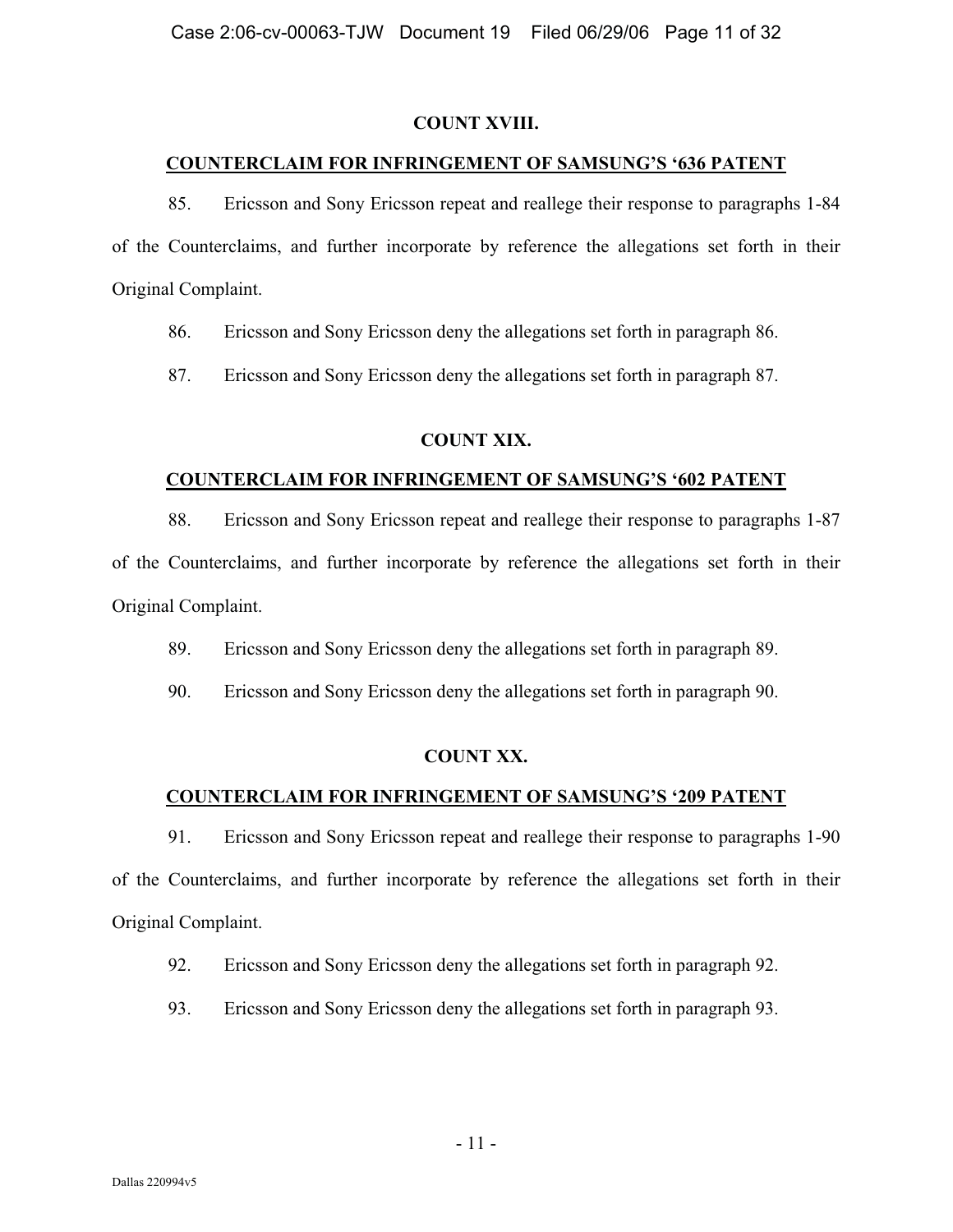**COUNT XVIII.**

**COUNTERCLAIM FOR INFRINGEMENT OF SAMSUNG'S '636 PATENT**

85. Ericsson and Sony Ericsson repeat and reallege their response to paragraphs 1-84 of the Counterclaims, and further incorporate by reference the allegations set forth in their Original Complaint.

86. Ericsson and Sony Ericsson deny the allegations set forth in paragraph 86.

87. Ericsson and Sony Ericsson deny the allegations set forth in paragraph 87.

**COUNT XIX.**

**COUNTERCLAIM FOR INFRINGEMENT OF SAMSUNG'S '602 PATENT**

88. Ericsson and Sony Ericsson repeat and reallege their response to paragraphs 1-87 of the Counterclaims, and further incorporate by reference the allegations set forth in their Original Complaint.

89. Ericsson and Sony Ericsson deny the allegations set forth in paragraph 89.

90. Ericsson and Sony Ericsson deny the allegations set forth in paragraph 90.

**COUNT XX.**

**COUNTERCLAIM FOR INFRINGEMENT OF SAMSUNG'S '209 PATENT**

91. Ericsson and Sony Ericsson repeat and reallege their response to paragraphs 1-90 of the Counterclaims, and further incorporate by reference the allegations set forth in their Original Complaint.

92. Ericsson and Sony Ericsson deny the allegations set forth in paragraph 92.

93. Ericsson and Sony Ericsson deny the allegations set forth in paragraph 93.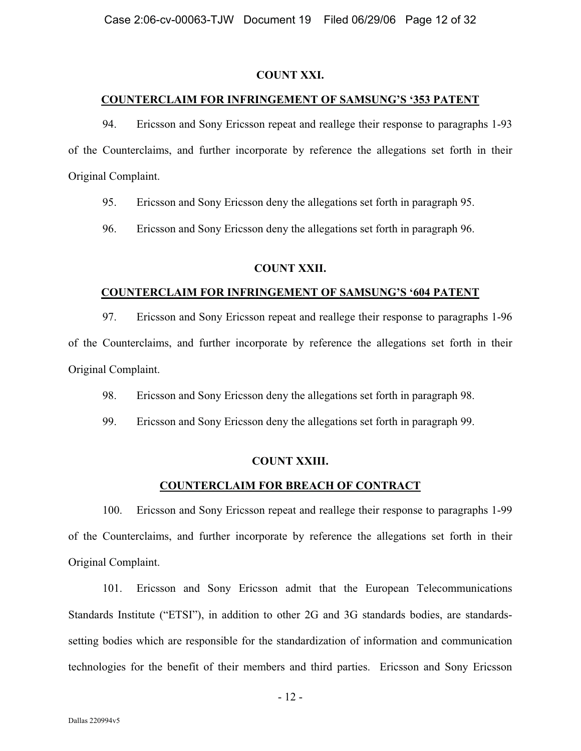**COUNT XXI.**

**COUNTERCLAIM FOR INFRINGEMENT OF SAMSUNG'S '353 PATENT**

94. Ericsson and Sony Ericsson repeat and reallege their response to paragraphs 1-93 of the Counterclaims, and further incorporate by reference the allegations set forth in their Original Complaint.

95. Ericsson and Sony Ericsson deny the allegations set forth in paragraph 95.

96. Ericsson and Sony Ericsson deny the allegations set forth in paragraph 96.

**COUNT XXII.**

**COUNTERCLAIM FOR INFRINGEMENT OF SAMSUNG'S '604 PATENT**

97. Ericsson and Sony Ericsson repeat and reallege their response to paragraphs 1-96 of the Counterclaims, and further incorporate by reference the allegations set forth in their Original Complaint.

98. Ericsson and Sony Ericsson deny the allegations set forth in paragraph 98.

99. Ericsson and Sony Ericsson deny the allegations set forth in paragraph 99.

**COUNT XXIII.**

**COUNTERCLAIM FOR BREACH OF CONTRACT**

100. Ericsson and Sony Ericsson repeat and reallege their response to paragraphs 1-99 of the Counterclaims, and further incorporate by reference the allegations set forth in their Original Complaint.

101. Ericsson and Sony Ericsson admit that the European Telecommunications Standards Institute ("ETSI"), in addition to other 2G and 3G standards bodies, are standards-setting bodies which are responsible for the standardization of information and communication technologies for the benefit of their members and third parties. Ericsson and Sony Ericsson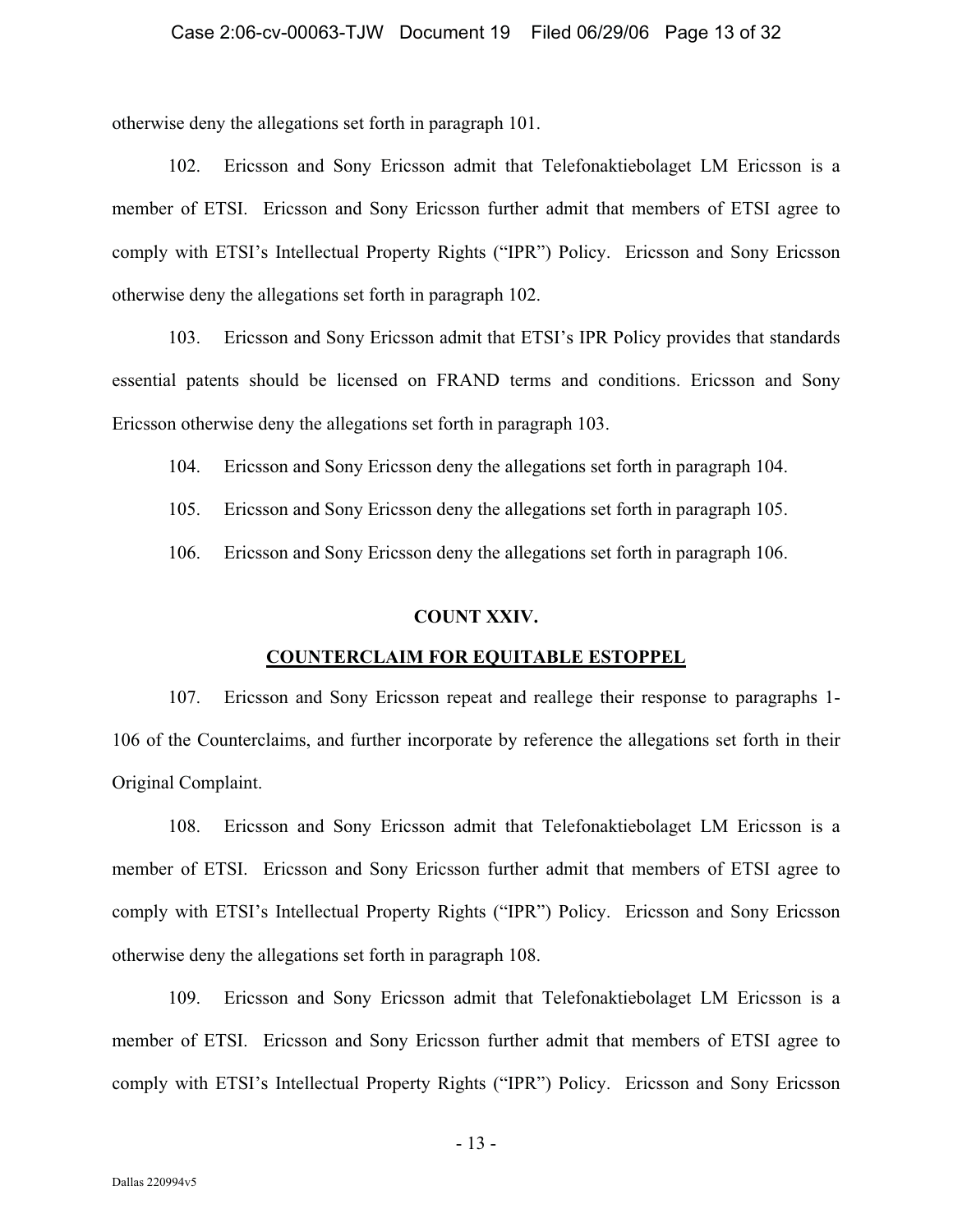otherwise deny the allegations set forth in paragraph 101.

102. Ericsson and Sony Ericsson admit that Telefonaktiebolaget LM Ericsson is a member of ETSI. Ericsson and Sony Ericsson further admit that members of ETSI agree to comply with ETSI's Intellectual Property Rights ("IPR") Policy. Ericsson and Sony Ericsson otherwise deny the allegations set forth in paragraph 102.

103. Ericsson and Sony Ericsson admit that ETSI's IPR Policy provides that standards essential patents should be licensed on FRAND terms and conditions. Ericsson and Sony Ericsson otherwise deny the allegations set forth in paragraph 103.

104. Ericsson and Sony Ericsson deny the allegations set forth in paragraph 104.

105. Ericsson and Sony Ericsson deny the allegations set forth in paragraph 105.

106. Ericsson and Sony Ericsson deny the allegations set forth in paragraph 106.

**COUNT XXIV.**

**COUNTERCLAIM FOR EQUITABLE ESTOPPEL**

107. Ericsson and Sony Ericsson repeat and reallege their response to paragraphs 1-106 of the Counterclaims, and further incorporate by reference the allegations set forth in their Original Complaint.

108. Ericsson and Sony Ericsson admit that Telefonaktiebolaget LM Ericsson is a member of ETSI. Ericsson and Sony Ericsson further admit that members of ETSI agree to comply with ETSI's Intellectual Property Rights ("IPR") Policy. Ericsson and Sony Ericsson otherwise deny the allegations set forth in paragraph 108.

109. Ericsson and Sony Ericsson admit that Telefonaktiebolaget LM Ericsson is a member of ETSI. Ericsson and Sony Ericsson further admit that members of ETSI agree to comply with ETSI's Intellectual Property Rights ("IPR") Policy. Ericsson and Sony Ericsson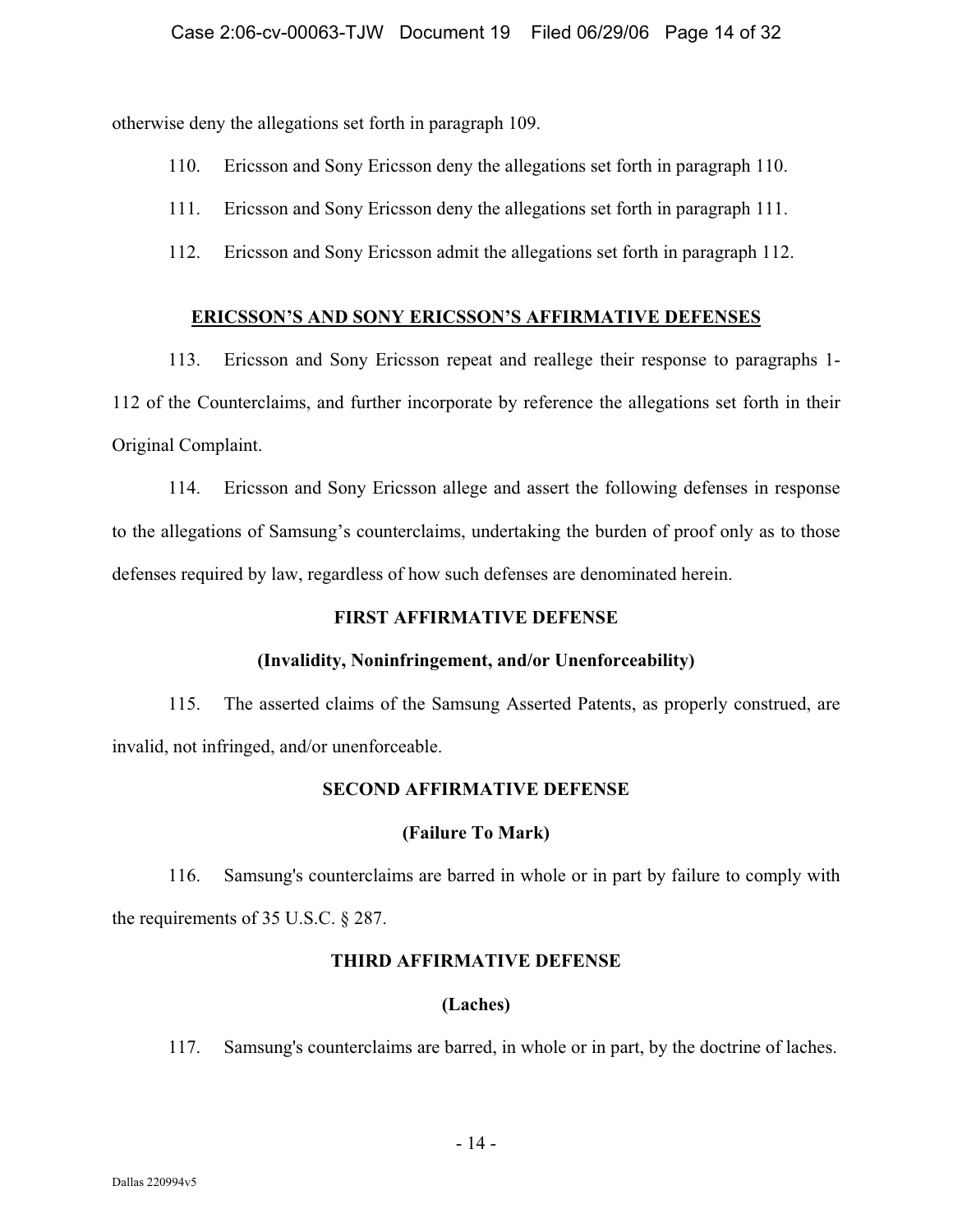otherwise deny the allegations set forth in paragraph 109.

110. Ericsson and Sony Ericsson deny the allegations set forth in paragraph 110.

111. Ericsson and Sony Ericsson deny the allegations set forth in paragraph 111.

112. Ericsson and Sony Ericsson admit the allegations set forth in paragraph 112.

## ERICSSON'S AND SONY ERICSSON'S AFFIRMATIVE DEFENSES

113. Ericsson and Sony Ericsson repeat and reallege their response to paragraphs 1-112 of the Counterclaims, and further incorporate by reference the allegations set forth in their Original Complaint.

114. Ericsson and Sony Ericsson allege and assert the following defenses in response to the allegations of Samsung's counterclaims, undertaking the burden of proof only as to those defenses required by law, regardless of how such defenses are denominated herein.

### FIRST AFFIRMATIVE DEFENSE

### (Invalidity, Noninfringement, and/or Unenforceability)

115. The asserted claims of the Samsung Asserted Patents, as properly construed, are invalid, not infringed, and/or unenforceable.

### SECOND AFFIRMATIVE DEFENSE

### (Failure To Mark)

116. Samsung's counterclaims are barred in whole or in part by failure to comply with the requirements of 35 U.S.C. § 287.

### THIRD AFFIRMATIVE DEFENSE

### (Laches)

117. Samsung's counterclaims are barred, in whole or in part, by the doctrine of laches.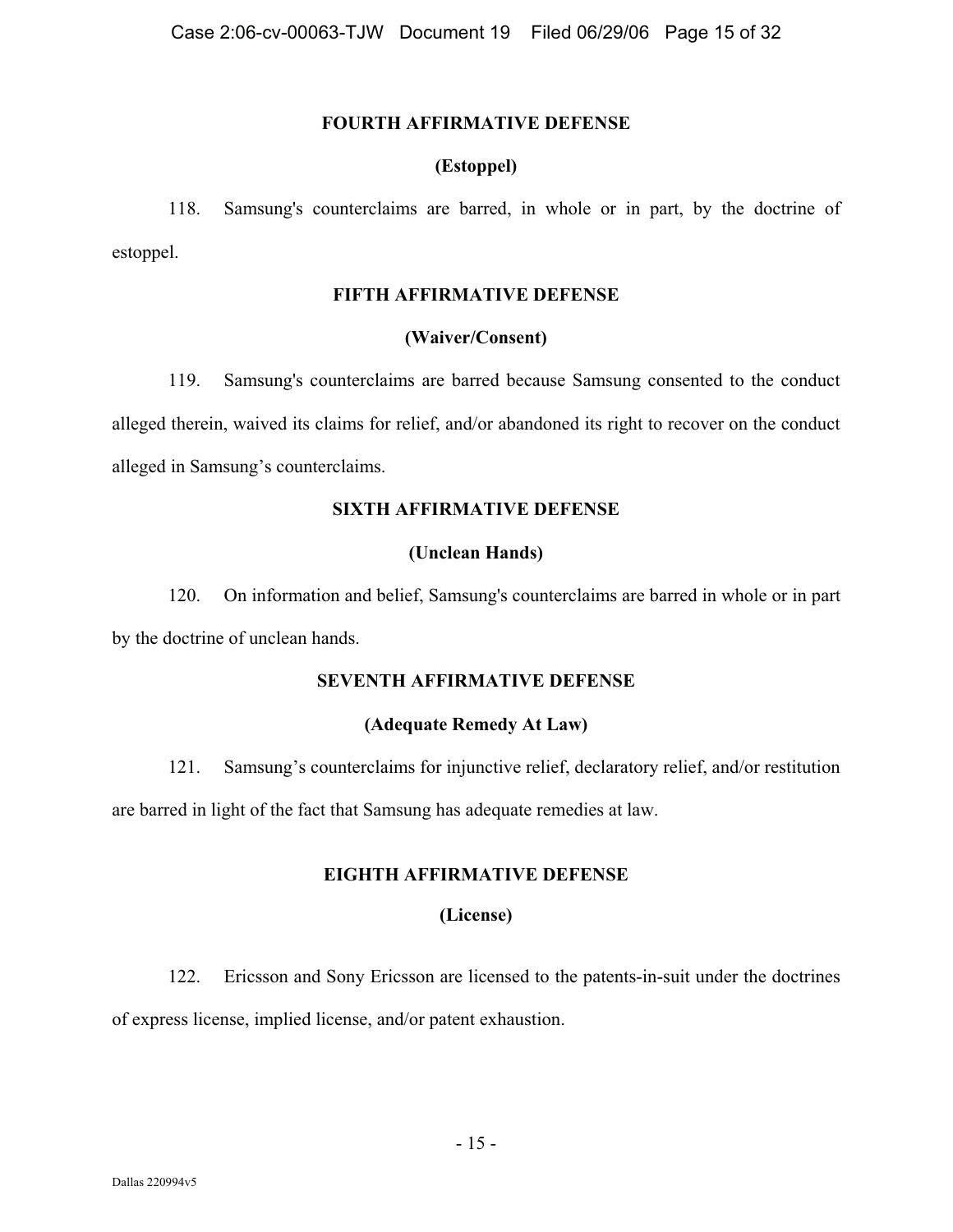## FOURTH AFFIRMATIVE DEFENSE

### (Estoppel)

118. Samsung's counterclaims are barred, in whole or in part, by the doctrine of estoppel.

## FIFTH AFFIRMATIVE DEFENSE

### (Waiver/Consent)

119. Samsung's counterclaims are barred because Samsung consented to the conduct alleged therein, waived its claims for relief, and/or abandoned its right to recover on the conduct alleged in Samsung's counterclaims.

## SIXTH AFFIRMATIVE DEFENSE

### (Unclean Hands)

120. On information and belief, Samsung's counterclaims are barred in whole or in part by the doctrine of unclean hands.

## SEVENTH AFFIRMATIVE DEFENSE

### (Adequate Remedy At Law)

121. Samsung's counterclaims for injunctive relief, declaratory relief, and/or restitution are barred in light of the fact that Samsung has adequate remedies at law.

## EIGHTH AFFIRMATIVE DEFENSE

### (License)

122. Ericsson and Sony Ericsson are licensed to the patents-in-suit under the doctrines of express license, implied license, and/or patent exhaustion.

Dallas 220994v5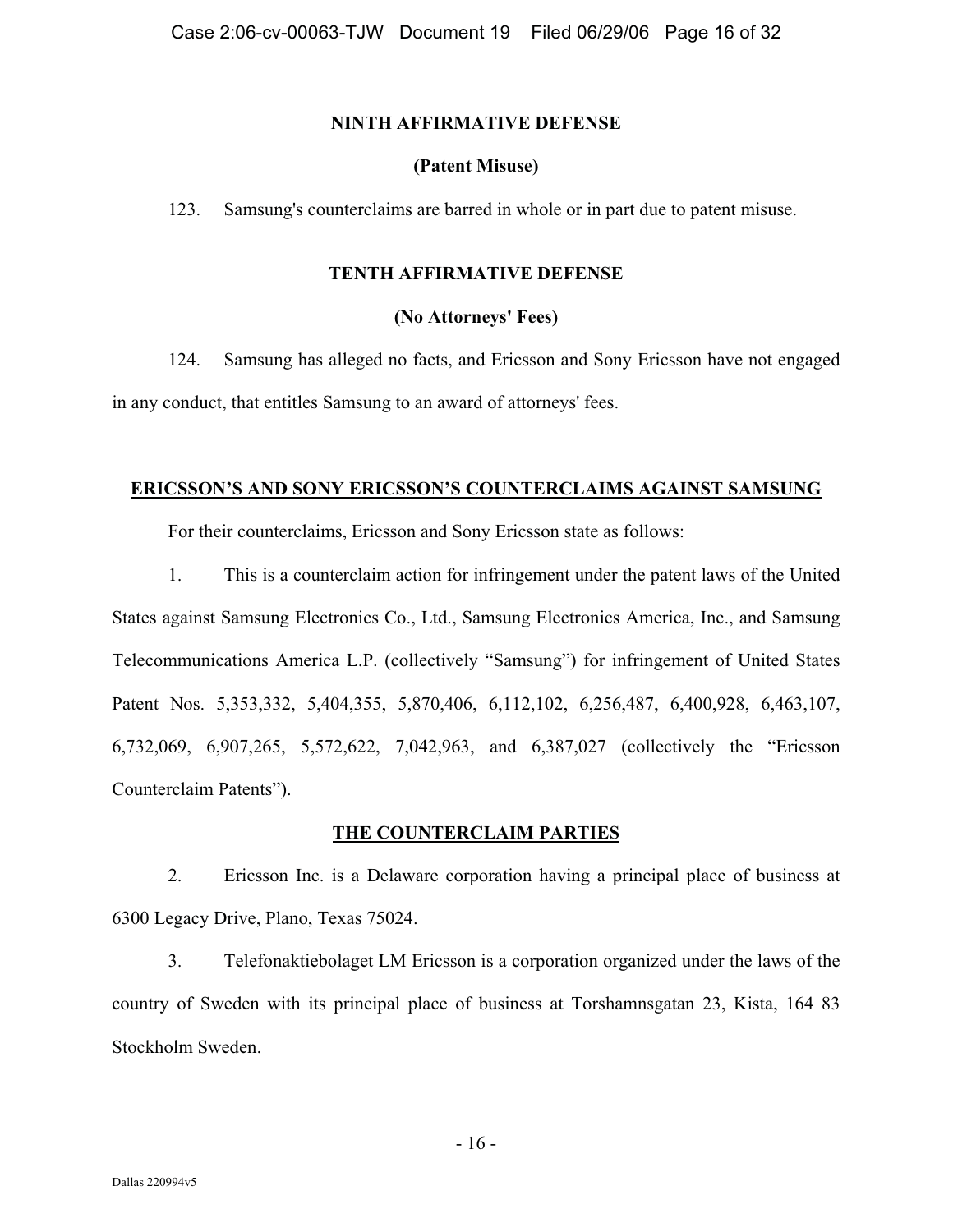### NINTH AFFIRMATIVE DEFENSE

### (Patent Misuse)

123. Samsung's counterclaims are barred in whole or in part due to patent misuse.

### TENTH AFFIRMATIVE DEFENSE

### (No Attorneys' Fees)

124. Samsung has alleged no facts, and Ericsson and Sony Ericsson have not engaged in any conduct, that entitles Samsung to an award of attorneys' fees.

## ERICSSON'S AND SONY ERICSSON'S COUNTERCLAIMS AGAINST SAMSUNG

For their counterclaims, Ericsson and Sony Ericsson state as follows:

1. This is a counterclaim action for infringement under the patent laws of the United States against Samsung Electronics Co., Ltd., Samsung Electronics America, Inc., and Samsung Telecommunications America L.P. (collectively "Samsung") for infringement of United States Patent Nos. 5,353,332, 5,404,355, 5,870,406, 6,112,102, 6,256,487, 6,400,928, 6,463,107, 6,732,069, 6,907,265, 5,572,622, 7,042,963, and 6,387,027 (collectively the "Ericsson Counterclaim Patents").

## THE COUNTERCLAIM PARTIES

2. Ericsson Inc. is a Delaware corporation having a principal place of business at 6300 Legacy Drive, Plano, Texas 75024.

3. Telefonaktiebolaget LM Ericsson is a corporation organized under the laws of the country of Sweden with its principal place of business at Torshamnsgatan 23, Kista, 164 83 Stockholm Sweden.

Dallas 220994v5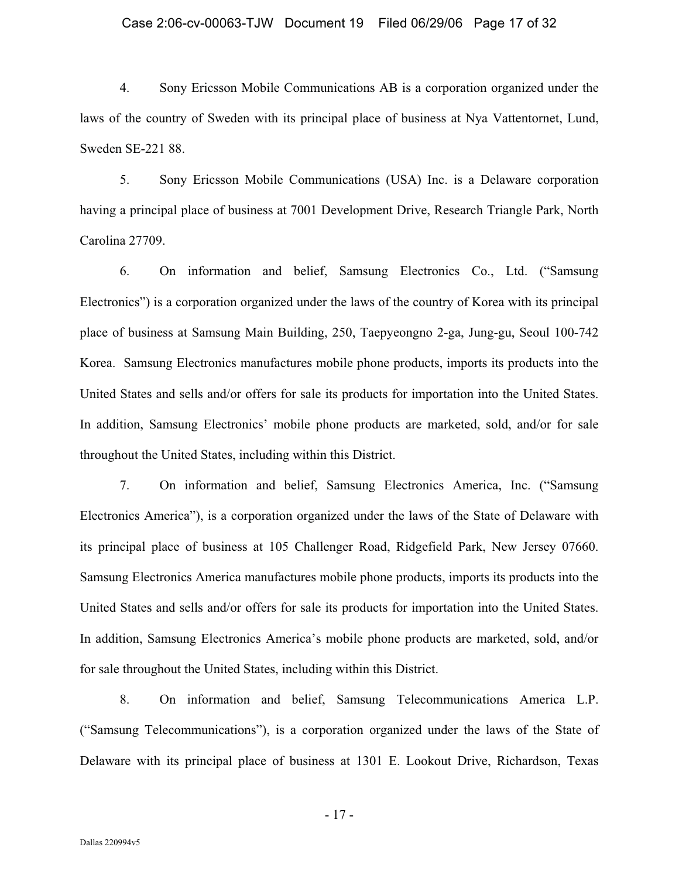4. Sony Ericsson Mobile Communications AB is a corporation organized under the laws of the country of Sweden with its principal place of business at Nya Vattentornet, Lund, Sweden SE-221 88.

5. Sony Ericsson Mobile Communications (USA) Inc. is a Delaware corporation having a principal place of business at 7001 Development Drive, Research Triangle Park, North Carolina 27709.

6. On information and belief, Samsung Electronics Co., Ltd. ("Samsung Electronics") is a corporation organized under the laws of the country of Korea with its principal place of business at Samsung Main Building, 250, Taepyeongno 2-ga, Jung-gu, Seoul 100-742 Korea. Samsung Electronics manufactures mobile phone products, imports its products into the United States and sells and/or offers for sale its products for importation into the United States. In addition, Samsung Electronics' mobile phone products are marketed, sold, and/or for sale throughout the United States, including within this District.

7. On information and belief, Samsung Electronics America, Inc. ("Samsung Electronics America"), is a corporation organized under the laws of the State of Delaware with its principal place of business at 105 Challenger Road, Ridgefield Park, New Jersey 07660. Samsung Electronics America manufactures mobile phone products, imports its products into the United States and sells and/or offers for sale its products for importation into the United States. In addition, Samsung Electronics America's mobile phone products are marketed, sold, and/or for sale throughout the United States, including within this District.

8. On information and belief, Samsung Telecommunications America L.P. ("Samsung Telecommunications"), is a corporation organized under the laws of the State of Delaware with its principal place of business at 1301 E. Lookout Drive, Richardson, Texas

Dallas 220994v5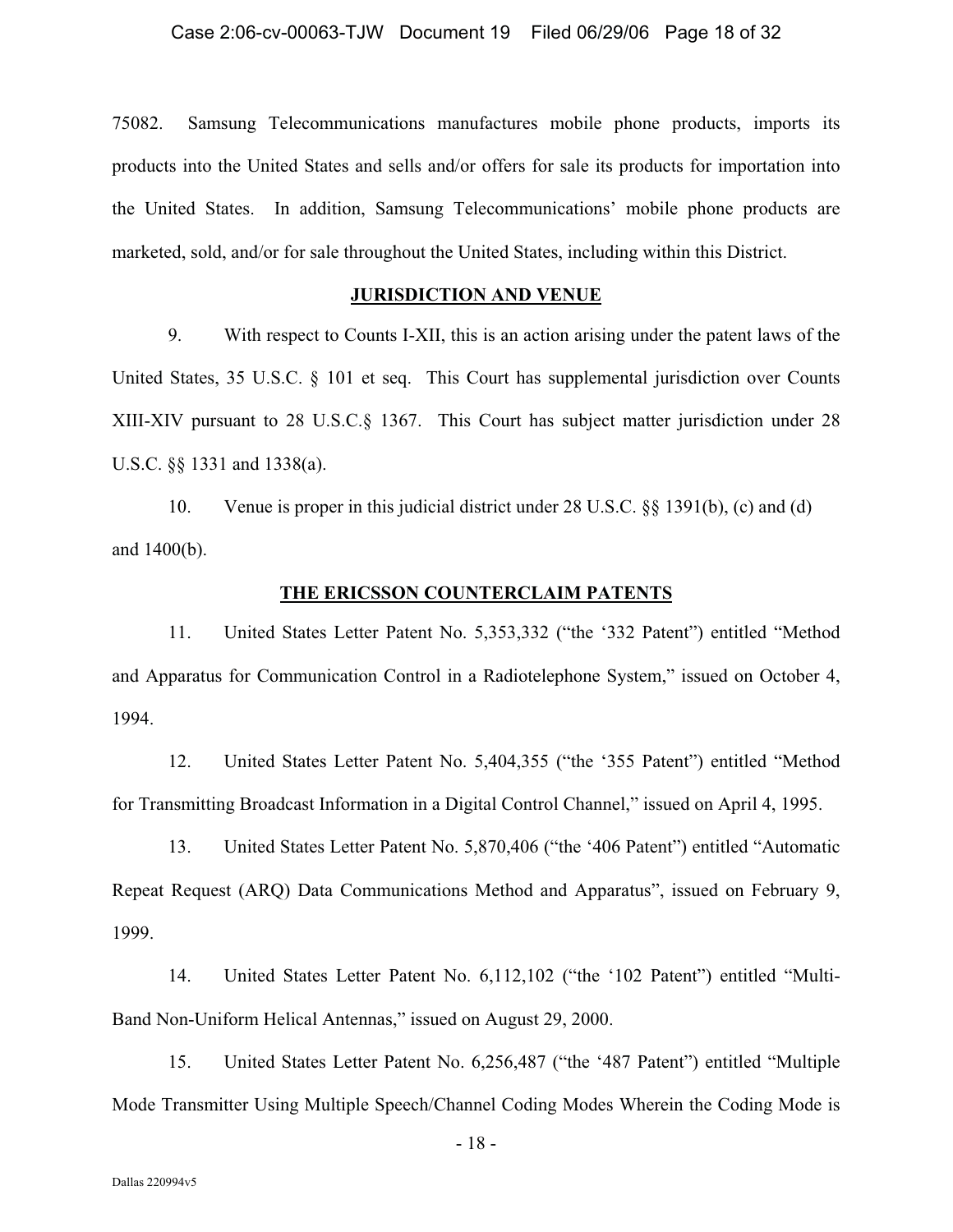75082. Samsung Telecommunications manufactures mobile phone products, imports its products into the United States and sells and/or offers for sale its products for importation into the United States. In addition, Samsung Telecommunications' mobile phone products are marketed, sold, and/or for sale throughout the United States, including within this District.

## JURISDICTION AND VENUE

9. With respect to Counts I-XII, this is an action arising under the patent laws of the United States, 35 U.S.C. § 101 et seq. This Court has supplemental jurisdiction over Counts XIII-XIV pursuant to 28 U.S.C.§ 1367. This Court has subject matter jurisdiction under 28 U.S.C. §§ 1331 and 1338(a).

10. Venue is proper in this judicial district under 28 U.S.C. §§ 1391(b), (c) and (d) and 1400(b).

## THE ERICSSON COUNTERCLAIM PATENTS

11. United States Letter Patent No. 5,353,332 ("the '332 Patent") entitled "Method and Apparatus for Communication Control in a Radiotelephone System," issued on October 4, 1994.

12. United States Letter Patent No. 5,404,355 ("the '355 Patent") entitled "Method for Transmitting Broadcast Information in a Digital Control Channel," issued on April 4, 1995.

13. United States Letter Patent No. 5,870,406 ("the '406 Patent") entitled "Automatic Repeat Request (ARQ) Data Communications Method and Apparatus", issued on February 9, 1999.

14. United States Letter Patent No. 6,112,102 ("the '102 Patent") entitled "Multi-Band Non-Uniform Helical Antennas," issued on August 29, 2000.

15. United States Letter Patent No. 6,256,487 ("the '487 Patent") entitled "Multiple Mode Transmitter Using Multiple Speech/Channel Coding Modes Wherein the Coding Mode is

Dallas 220994v5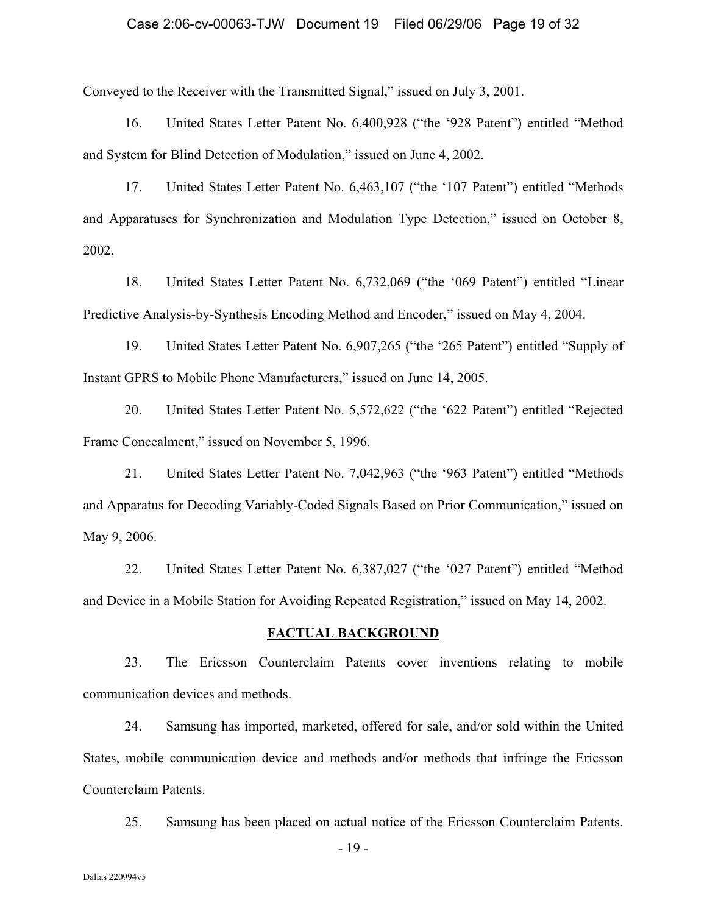Conveyed to the Receiver with the Transmitted Signal," issued on July 3, 2001.

16. United States Letter Patent No. 6,400,928 ("the '928 Patent") entitled "Method and System for Blind Detection of Modulation," issued on June 4, 2002.

17. United States Letter Patent No. 6,463,107 ("the '107 Patent") entitled "Methods and Apparatuses for Synchronization and Modulation Type Detection," issued on October 8, 2002.

18. United States Letter Patent No. 6,732,069 ("the '069 Patent") entitled "Linear Predictive Analysis-by-Synthesis Encoding Method and Encoder," issued on May 4, 2004.

19. United States Letter Patent No. 6,907,265 ("the '265 Patent") entitled "Supply of Instant GPRS to Mobile Phone Manufacturers," issued on June 14, 2005.

20. United States Letter Patent No. 5,572,622 ("the '622 Patent") entitled "Rejected Frame Concealment," issued on November 5, 1996.

21. United States Letter Patent No. 7,042,963 ("the '963 Patent") entitled "Methods and Apparatus for Decoding Variably-Coded Signals Based on Prior Communication," issued on May 9, 2006.

22. United States Letter Patent No. 6,387,027 ("the '027 Patent") entitled "Method and Device in a Mobile Station for Avoiding Repeated Registration," issued on May 14, 2002.

## FACTUAL BACKGROUND

23. The Ericsson Counterclaim Patents cover inventions relating to mobile communication devices and methods.

24. Samsung has imported, marketed, offered for sale, and/or sold within the United States, mobile communication device and methods and/or methods that infringe the Ericsson Counterclaim Patents.

25. Samsung has been placed on actual notice of the Ericsson Counterclaim Patents.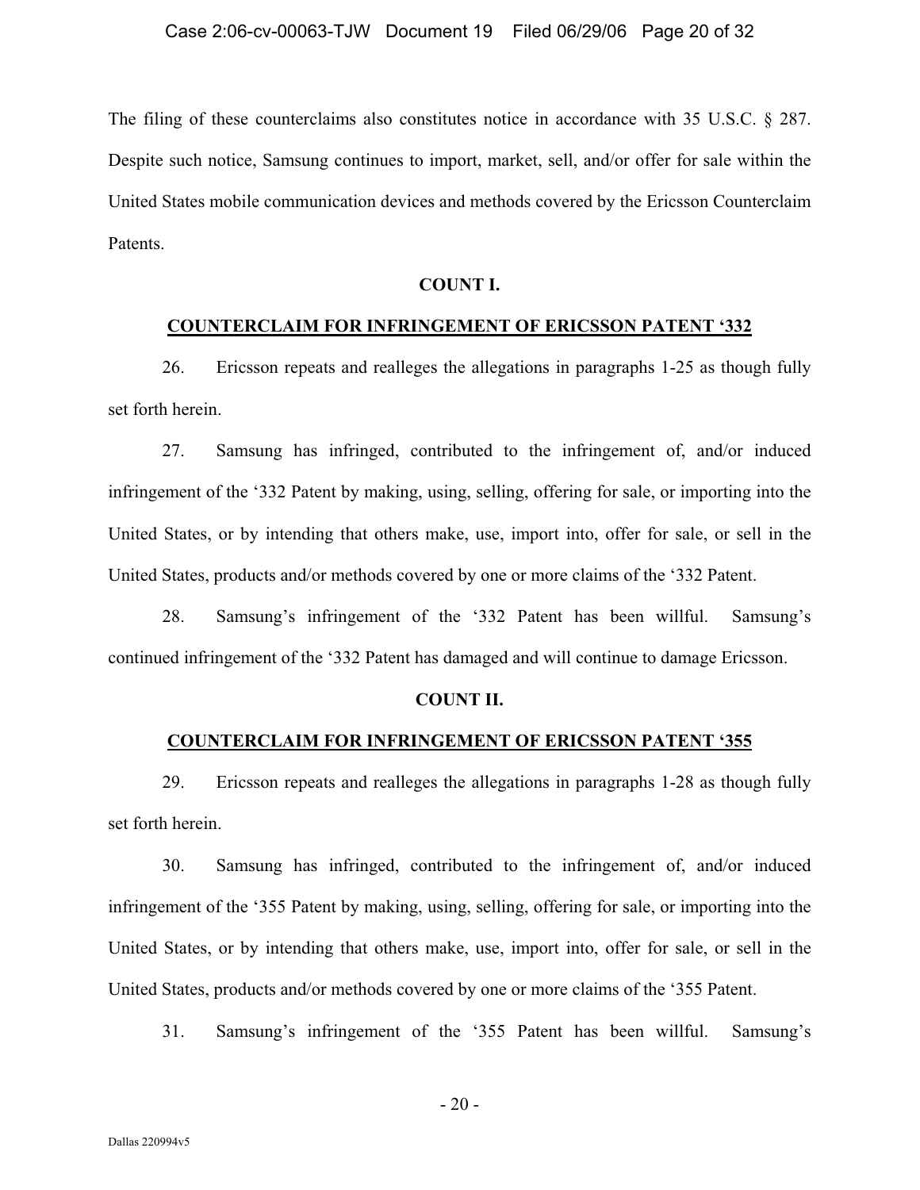The filing of these counterclaims also constitutes notice in accordance with 35 U.S.C. § 287. Despite such notice, Samsung continues to import, market, sell, and/or offer for sale within the United States mobile communication devices and methods covered by the Ericsson Counterclaim Patents.

**COUNT I.**

**<u>COUNTERCLAIM FOR INFRINGEMENT OF ERICSSON PATENT '332</u>**

26. Ericsson repeats and realleges the allegations in paragraphs 1-25 as though fully set forth herein.

27. Samsung has infringed, contributed to the infringement of, and/or induced infringement of the '332 Patent by making, using, selling, offering for sale, or importing into the United States, or by intending that others make, use, import into, offer for sale, or sell in the United States, products and/or methods covered by one or more claims of the '332 Patent.

28. Samsung's infringement of the '332 Patent has been willful. Samsung's continued infringement of the '332 Patent has damaged and will continue to damage Ericsson.

**COUNT II.**

**<u>COUNTERCLAIM FOR INFRINGEMENT OF ERICSSON PATENT '355</u>**

29. Ericsson repeats and realleges the allegations in paragraphs 1-28 as though fully set forth herein.

30. Samsung has infringed, contributed to the infringement of, and/or induced infringement of the '355 Patent by making, using, selling, offering for sale, or importing into the United States, or by intending that others make, use, import into, offer for sale, or sell in the United States, products and/or methods covered by one or more claims of the '355 Patent.

31. Samsung's infringement of the '355 Patent has been willful. Samsung's

Dallas 220994v5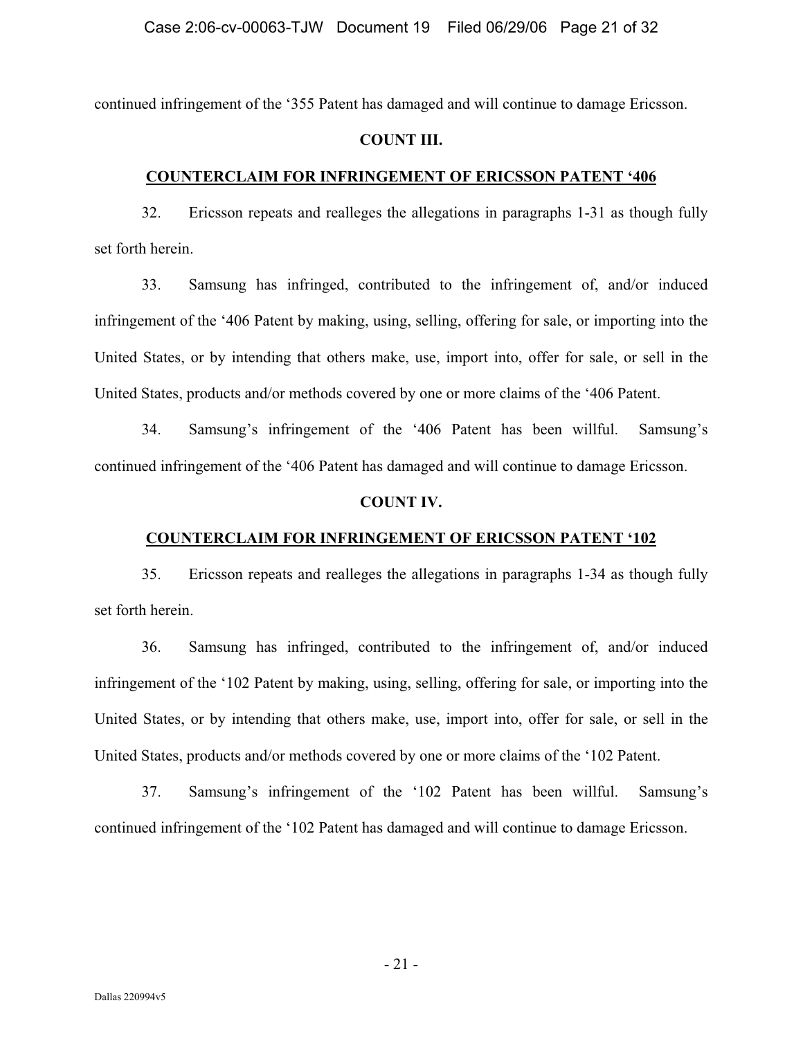continued infringement of the ‘355 Patent has damaged and will continue to damage Ericsson.

**COUNT III.**

**COUNTERCLAIM FOR INFRINGEMENT OF ERICSSON PATENT ‘406**

32. Ericsson repeats and realleges the allegations in paragraphs 1-31 as though fully set forth herein.

33. Samsung has infringed, contributed to the infringement of, and/or induced infringement of the ‘406 Patent by making, using, selling, offering for sale, or importing into the United States, or by intending that others make, use, import into, offer for sale, or sell in the United States, products and/or methods covered by one or more claims of the ‘406 Patent.

34. Samsung’s infringement of the ‘406 Patent has been willful. Samsung’s continued infringement of the ‘406 Patent has damaged and will continue to damage Ericsson.

**COUNT IV.**

**COUNTERCLAIM FOR INFRINGEMENT OF ERICSSON PATENT ‘102**

35. Ericsson repeats and realleges the allegations in paragraphs 1-34 as though fully set forth herein.

36. Samsung has infringed, contributed to the infringement of, and/or induced infringement of the ‘102 Patent by making, using, selling, offering for sale, or importing into the United States, or by intending that others make, use, import into, offer for sale, or sell in the United States, products and/or methods covered by one or more claims of the ‘102 Patent.

37. Samsung’s infringement of the ‘102 Patent has been willful. Samsung’s continued infringement of the ‘102 Patent has damaged and will continue to damage Ericsson.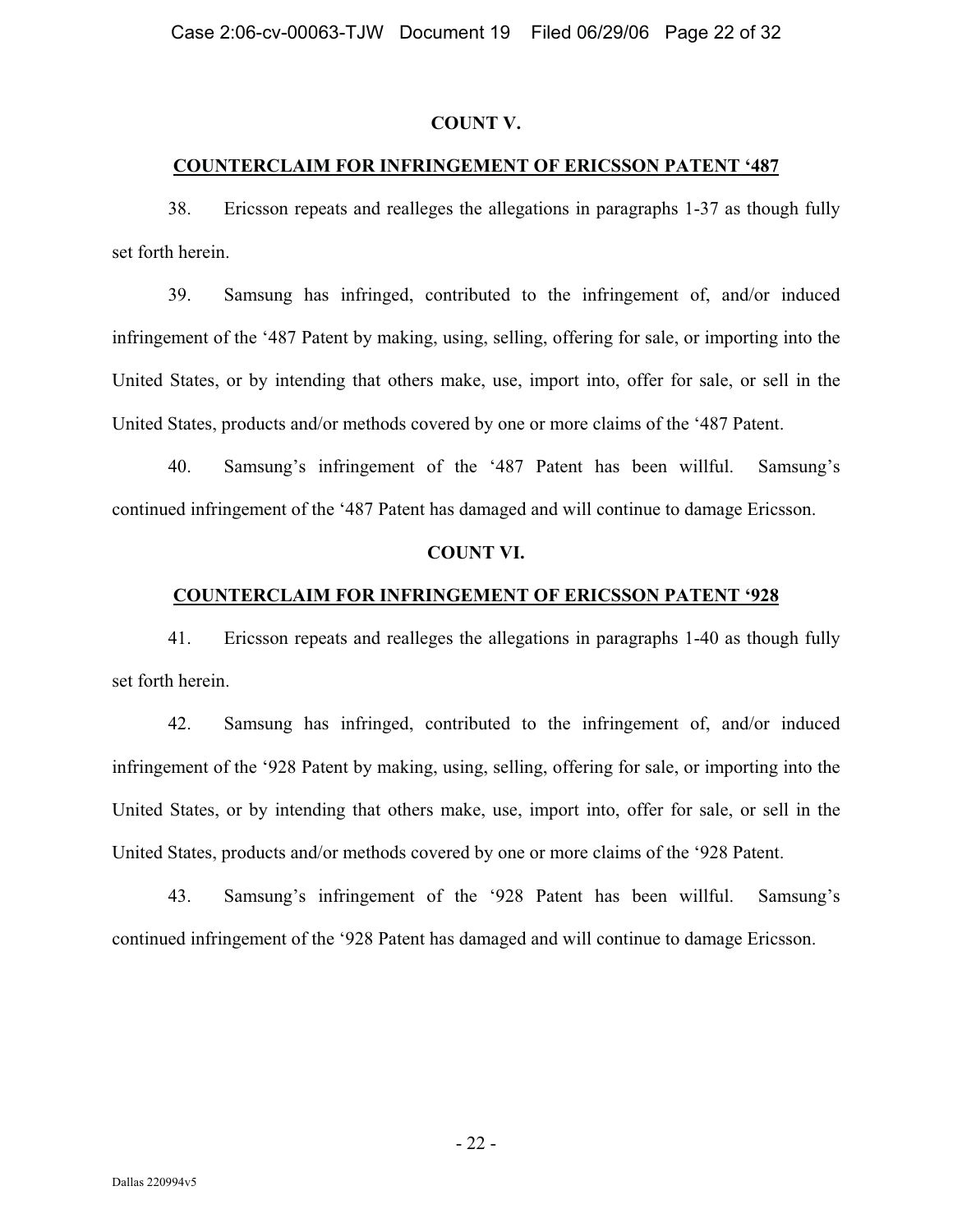**COUNT V.**

**COUNTERCLAIM FOR INFRINGEMENT OF ERICSSON PATENT '487**

38. Ericsson repeats and realleges the allegations in paragraphs 1-37 as though fully set forth herein.

39. Samsung has infringed, contributed to the infringement of, and/or induced infringement of the '487 Patent by making, using, selling, offering for sale, or importing into the United States, or by intending that others make, use, import into, offer for sale, or sell in the United States, products and/or methods covered by one or more claims of the '487 Patent.

40. Samsung's infringement of the '487 Patent has been willful. Samsung's continued infringement of the '487 Patent has damaged and will continue to damage Ericsson.

**COUNT VI.**

**COUNTERCLAIM FOR INFRINGEMENT OF ERICSSON PATENT '928**

41. Ericsson repeats and realleges the allegations in paragraphs 1-40 as though fully set forth herein.

42. Samsung has infringed, contributed to the infringement of, and/or induced infringement of the '928 Patent by making, using, selling, offering for sale, or importing into the United States, or by intending that others make, use, import into, offer for sale, or sell in the United States, products and/or methods covered by one or more claims of the '928 Patent.

43. Samsung's infringement of the '928 Patent has been willful. Samsung's continued infringement of the '928 Patent has damaged and will continue to damage Ericsson.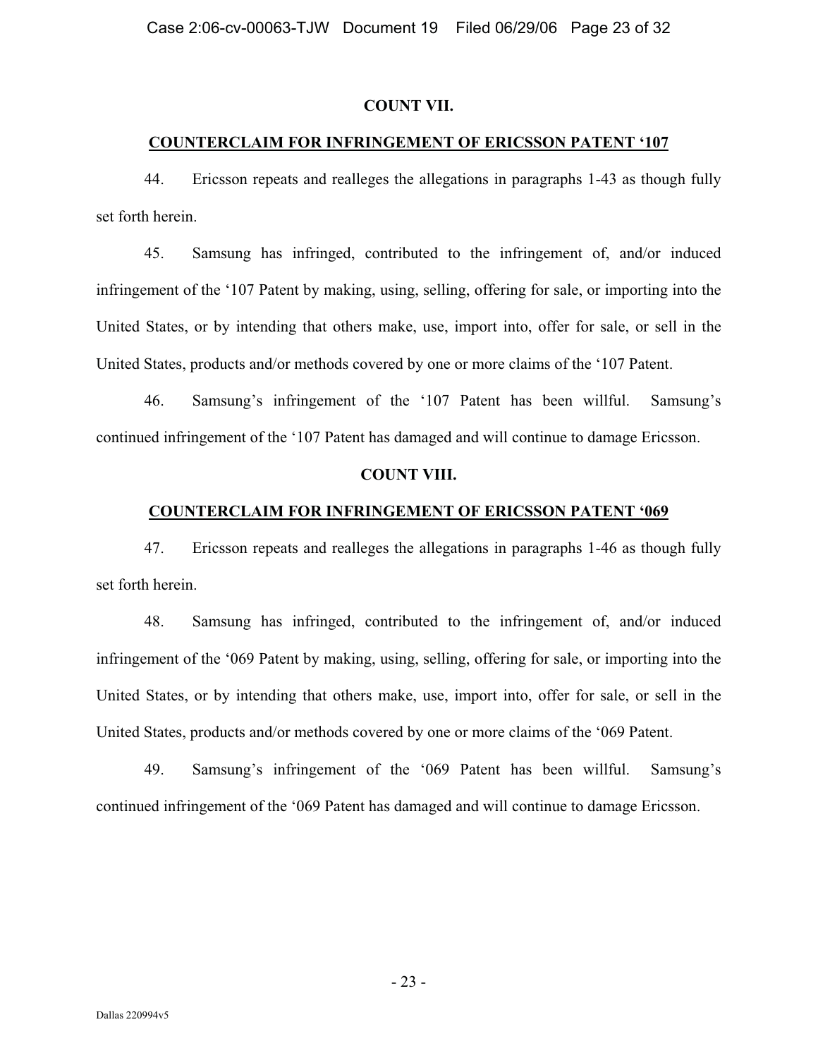## COUNT VII.

## COUNTERCLAIM FOR INFRINGEMENT OF ERICSSON PATENT '107

44. Ericsson repeats and realleges the allegations in paragraphs 1-43 as though fully set forth herein.

45. Samsung has infringed, contributed to the infringement of, and/or induced infringement of the '107 Patent by making, using, selling, offering for sale, or importing into the United States, or by intending that others make, use, import into, offer for sale, or sell in the United States, products and/or methods covered by one or more claims of the '107 Patent.

46. Samsung's infringement of the '107 Patent has been willful. Samsung's continued infringement of the '107 Patent has damaged and will continue to damage Ericsson.

## COUNT VIII.

## COUNTERCLAIM FOR INFRINGEMENT OF ERICSSON PATENT '069

47. Ericsson repeats and realleges the allegations in paragraphs 1-46 as though fully set forth herein.

48. Samsung has infringed, contributed to the infringement of, and/or induced infringement of the '069 Patent by making, using, selling, offering for sale, or importing into the United States, or by intending that others make, use, import into, offer for sale, or sell in the United States, products and/or methods covered by one or more claims of the '069 Patent.

49. Samsung's infringement of the '069 Patent has been willful. Samsung's continued infringement of the '069 Patent has damaged and will continue to damage Ericsson.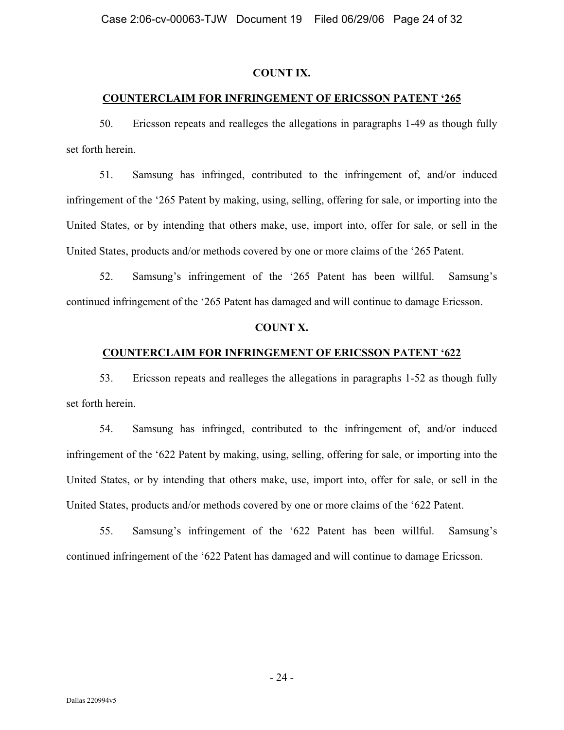**COUNT IX.**

**COUNTERCLAIM FOR INFRINGEMENT OF ERICSSON PATENT '265**

50. Ericsson repeats and realleges the allegations in paragraphs 1-49 as though fully set forth herein.

51. Samsung has infringed, contributed to the infringement of, and/or induced infringement of the '265 Patent by making, using, selling, offering for sale, or importing into the United States, or by intending that others make, use, import into, offer for sale, or sell in the United States, products and/or methods covered by one or more claims of the '265 Patent.

52. Samsung's infringement of the '265 Patent has been willful. Samsung's continued infringement of the '265 Patent has damaged and will continue to damage Ericsson.

**COUNT X.**

**COUNTERCLAIM FOR INFRINGEMENT OF ERICSSON PATENT '622**

53. Ericsson repeats and realleges the allegations in paragraphs 1-52 as though fully set forth herein.

54. Samsung has infringed, contributed to the infringement of, and/or induced infringement of the '622 Patent by making, using, selling, offering for sale, or importing into the United States, or by intending that others make, use, import into, offer for sale, or sell in the United States, products and/or methods covered by one or more claims of the '622 Patent.

55. Samsung's infringement of the '622 Patent has been willful. Samsung's continued infringement of the '622 Patent has damaged and will continue to damage Ericsson.

Dallas 220994v5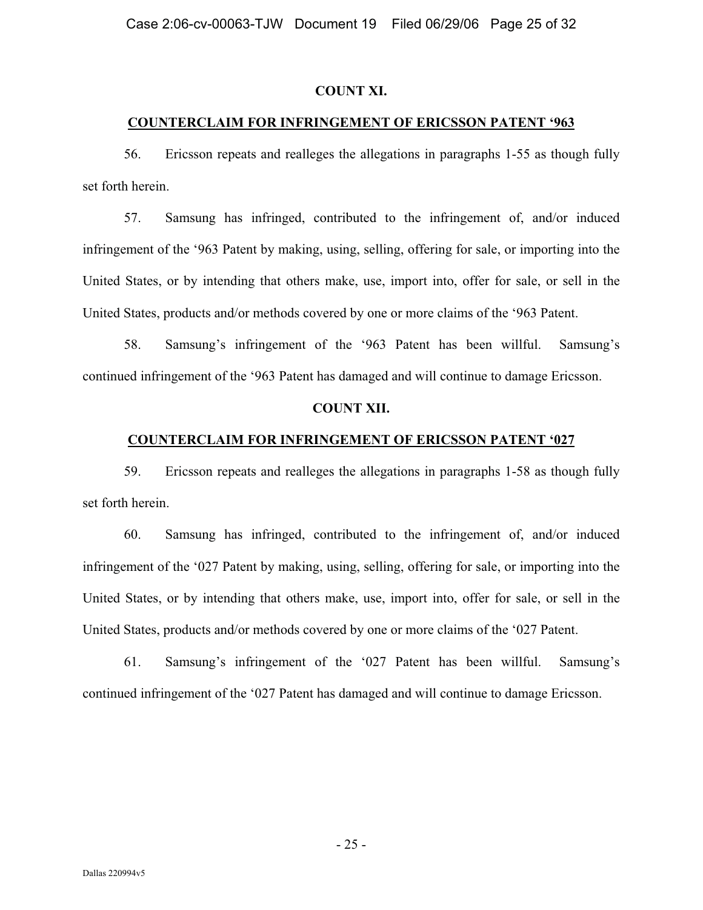## COUNT XI.

## COUNTERCLAIM FOR INFRINGEMENT OF ERICSSON PATENT '963

56. Ericsson repeats and realleges the allegations in paragraphs 1-55 as though fully set forth herein.

57. Samsung has infringed, contributed to the infringement of, and/or induced infringement of the '963 Patent by making, using, selling, offering for sale, or importing into the United States, or by intending that others make, use, import into, offer for sale, or sell in the United States, products and/or methods covered by one or more claims of the '963 Patent.

58. Samsung's infringement of the '963 Patent has been willful. Samsung's continued infringement of the '963 Patent has damaged and will continue to damage Ericsson.

## COUNT XII.

## COUNTERCLAIM FOR INFRINGEMENT OF ERICSSON PATENT '027

59. Ericsson repeats and realleges the allegations in paragraphs 1-58 as though fully set forth herein.

60. Samsung has infringed, contributed to the infringement of, and/or induced infringement of the '027 Patent by making, using, selling, offering for sale, or importing into the United States, or by intending that others make, use, import into, offer for sale, or sell in the United States, products and/or methods covered by one or more claims of the '027 Patent.

61. Samsung's infringement of the '027 Patent has been willful. Samsung's continued infringement of the '027 Patent has damaged and will continue to damage Ericsson.

Dallas 220994v5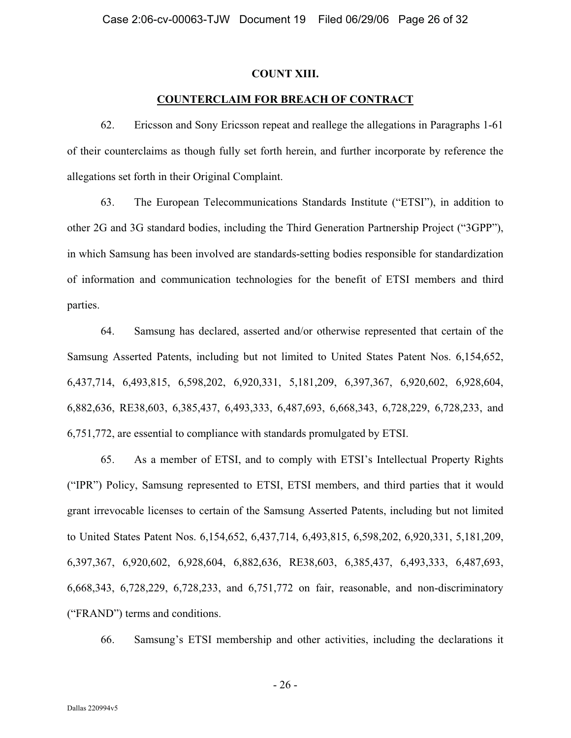**COUNT XIII.**

**COUNTERCLAIM FOR BREACH OF CONTRACT**

62. Ericsson and Sony Ericsson repeat and reallege the allegations in Paragraphs 1-61 of their counterclaims as though fully set forth herein, and further incorporate by reference the allegations set forth in their Original Complaint.

63. The European Telecommunications Standards Institute ("ETSI"), in addition to other 2G and 3G standard bodies, including the Third Generation Partnership Project ("3GPP"), in which Samsung has been involved are standards-setting bodies responsible for standardization of information and communication technologies for the benefit of ETSI members and third parties.

64. Samsung has declared, asserted and/or otherwise represented that certain of the Samsung Asserted Patents, including but not limited to United States Patent Nos. 6,154,652, 6,437,714, 6,493,815, 6,598,202, 6,920,331, 5,181,209, 6,397,367, 6,920,602, 6,928,604, 6,882,636, RE38,603, 6,385,437, 6,493,333, 6,487,693, 6,668,343, 6,728,229, 6,728,233, and 6,751,772, are essential to compliance with standards promulgated by ETSI.

65. As a member of ETSI, and to comply with ETSI's Intellectual Property Rights ("IPR") Policy, Samsung represented to ETSI, ETSI members, and third parties that it would grant irrevocable licenses to certain of the Samsung Asserted Patents, including but not limited to United States Patent Nos. 6,154,652, 6,437,714, 6,493,815, 6,598,202, 6,920,331, 5,181,209, 6,397,367, 6,920,602, 6,928,604, 6,882,636, RE38,603, 6,385,437, 6,493,333, 6,487,693, 6,668,343, 6,728,229, 6,728,233, and 6,751,772 on fair, reasonable, and non-discriminatory ("FRAND") terms and conditions.

66. Samsung's ETSI membership and other activities, including the declarations it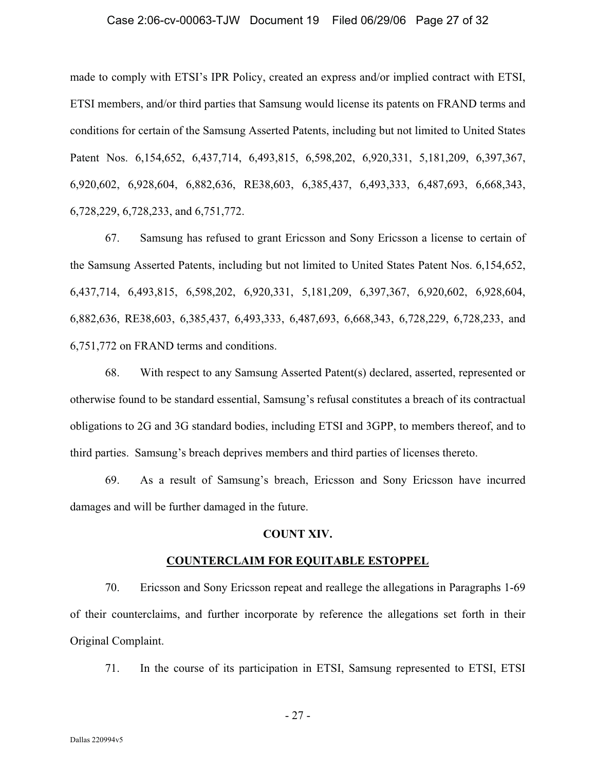made to comply with ETSI's IPR Policy, created an express and/or implied contract with ETSI, ETSI members, and/or third parties that Samsung would license its patents on FRAND terms and conditions for certain of the Samsung Asserted Patents, including but not limited to United States Patent Nos. 6,154,652, 6,437,714, 6,493,815, 6,598,202, 6,920,331, 5,181,209, 6,397,367, 6,920,602, 6,928,604, 6,882,636, RE38,603, 6,385,437, 6,493,333, 6,487,693, 6,668,343, 6,728,229, 6,728,233, and 6,751,772.

67. Samsung has refused to grant Ericsson and Sony Ericsson a license to certain of the Samsung Asserted Patents, including but not limited to United States Patent Nos. 6,154,652, 6,437,714, 6,493,815, 6,598,202, 6,920,331, 5,181,209, 6,397,367, 6,920,602, 6,928,604, 6,882,636, RE38,603, 6,385,437, 6,493,333, 6,487,693, 6,668,343, 6,728,229, 6,728,233, and 6,751,772 on FRAND terms and conditions.

68. With respect to any Samsung Asserted Patent(s) declared, asserted, represented or otherwise found to be standard essential, Samsung's refusal constitutes a breach of its contractual obligations to 2G and 3G standard bodies, including ETSI and 3GPP, to members thereof, and to third parties. Samsung's breach deprives members and third parties of licenses thereto.

69. As a result of Samsung's breach, Ericsson and Sony Ericsson have incurred damages and will be further damaged in the future.

## COUNT XIV.

## COUNTERCLAIM FOR EQUITABLE ESTOPPEL

70. Ericsson and Sony Ericsson repeat and reallege the allegations in Paragraphs 1-69 of their counterclaims, and further incorporate by reference the allegations set forth in their Original Complaint.

71. In the course of its participation in ETSI, Samsung represented to ETSI, ETSI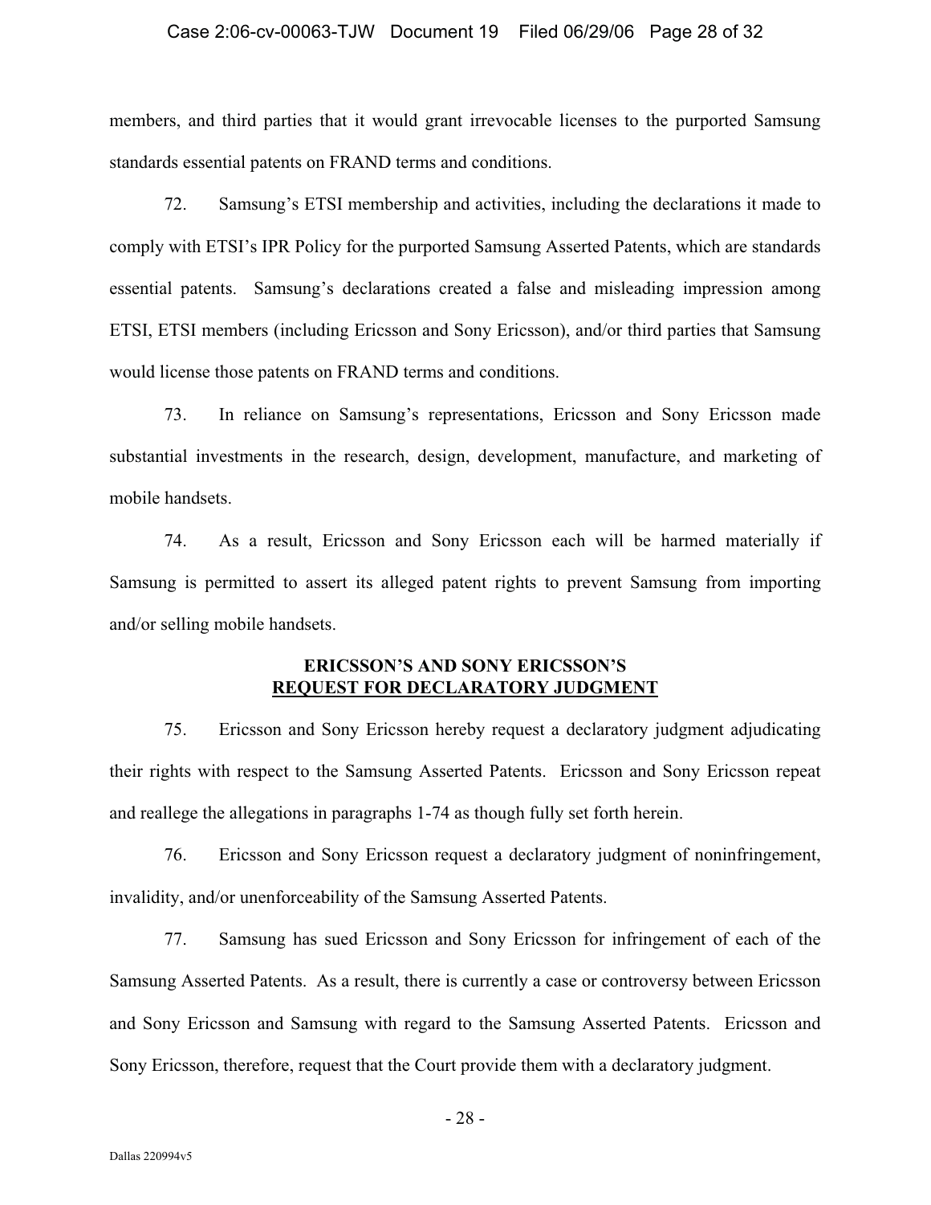members, and third parties that it would grant irrevocable licenses to the purported Samsung standards essential patents on FRAND terms and conditions.

72. Samsung's ETSI membership and activities, including the declarations it made to comply with ETSI's IPR Policy for the purported Samsung Asserted Patents, which are standards essential patents. Samsung's declarations created a false and misleading impression among ETSI, ETSI members (including Ericsson and Sony Ericsson), and/or third parties that Samsung would license those patents on FRAND terms and conditions.

73. In reliance on Samsung's representations, Ericsson and Sony Ericsson made substantial investments in the research, design, development, manufacture, and marketing of mobile handsets.

74. As a result, Ericsson and Sony Ericsson each will be harmed materially if Samsung is permitted to assert its alleged patent rights to prevent Samsung from importing and/or selling mobile handsets.

**ERICSSON'S AND SONY ERICSSON'S**
**<u>REQUEST FOR DECLARATORY JUDGMENT</u>**

75. Ericsson and Sony Ericsson hereby request a declaratory judgment adjudicating their rights with respect to the Samsung Asserted Patents. Ericsson and Sony Ericsson repeat and reallege the allegations in paragraphs 1-74 as though fully set forth herein.

76. Ericsson and Sony Ericsson request a declaratory judgment of noninfringement, invalidity, and/or unenforceability of the Samsung Asserted Patents.

77. Samsung has sued Ericsson and Sony Ericsson for infringement of each of the Samsung Asserted Patents. As a result, there is currently a case or controversy between Ericsson and Sony Ericsson and Samsung with regard to the Samsung Asserted Patents. Ericsson and Sony Ericsson, therefore, request that the Court provide them with a declaratory judgment.

Dallas 220994v5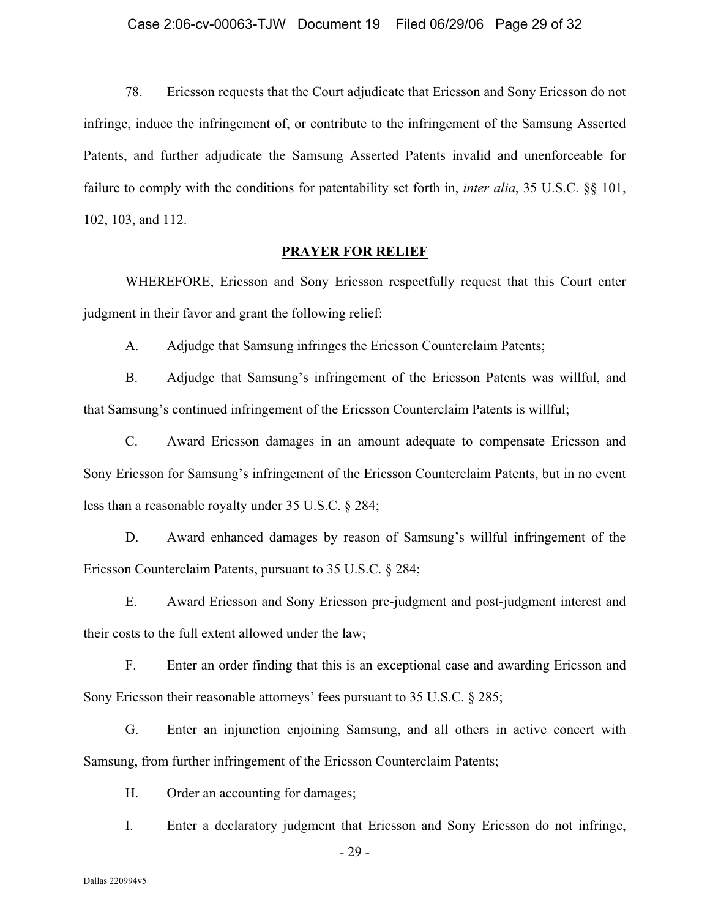78. Ericsson requests that the Court adjudicate that Ericsson and Sony Ericsson do not infringe, induce the infringement of, or contribute to the infringement of the Samsung Asserted Patents, and further adjudicate the Samsung Asserted Patents invalid and unenforceable for failure to comply with the conditions for patentability set forth in, *inter alia*, 35 U.S.C. §§ 101, 102, 103, and 112.

## PRAYER FOR RELIEF

WHEREFORE, Ericsson and Sony Ericsson respectfully request that this Court enter judgment in their favor and grant the following relief:

A. Adjudge that Samsung infringes the Ericsson Counterclaim Patents;

B. Adjudge that Samsung's infringement of the Ericsson Patents was willful, and that Samsung's continued infringement of the Ericsson Counterclaim Patents is willful;

C. Award Ericsson damages in an amount adequate to compensate Ericsson and Sony Ericsson for Samsung's infringement of the Ericsson Counterclaim Patents, but in no event less than a reasonable royalty under 35 U.S.C. § 284;

D. Award enhanced damages by reason of Samsung's willful infringement of the Ericsson Counterclaim Patents, pursuant to 35 U.S.C. § 284;

E. Award Ericsson and Sony Ericsson pre-judgment and post-judgment interest and their costs to the full extent allowed under the law;

F. Enter an order finding that this is an exceptional case and awarding Ericsson and Sony Ericsson their reasonable attorneys' fees pursuant to 35 U.S.C. § 285;

G. Enter an injunction enjoining Samsung, and all others in active concert with Samsung, from further infringement of the Ericsson Counterclaim Patents;

H. Order an accounting for damages;

I. Enter a declaratory judgment that Ericsson and Sony Ericsson do not infringe,

Dallas 220994v5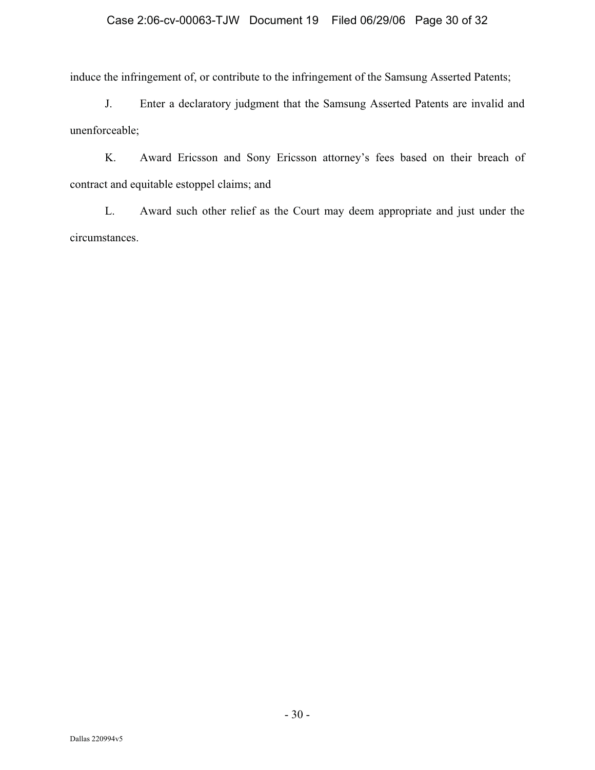induce the infringement of, or contribute to the infringement of the Samsung Asserted Patents;

J. Enter a declaratory judgment that the Samsung Asserted Patents are invalid and unenforceable;

K. Award Ericsson and Sony Ericsson attorney's fees based on their breach of contract and equitable estoppel claims; and

L. Award such other relief as the Court may deem appropriate and just under the circumstances.

Dallas 220994v5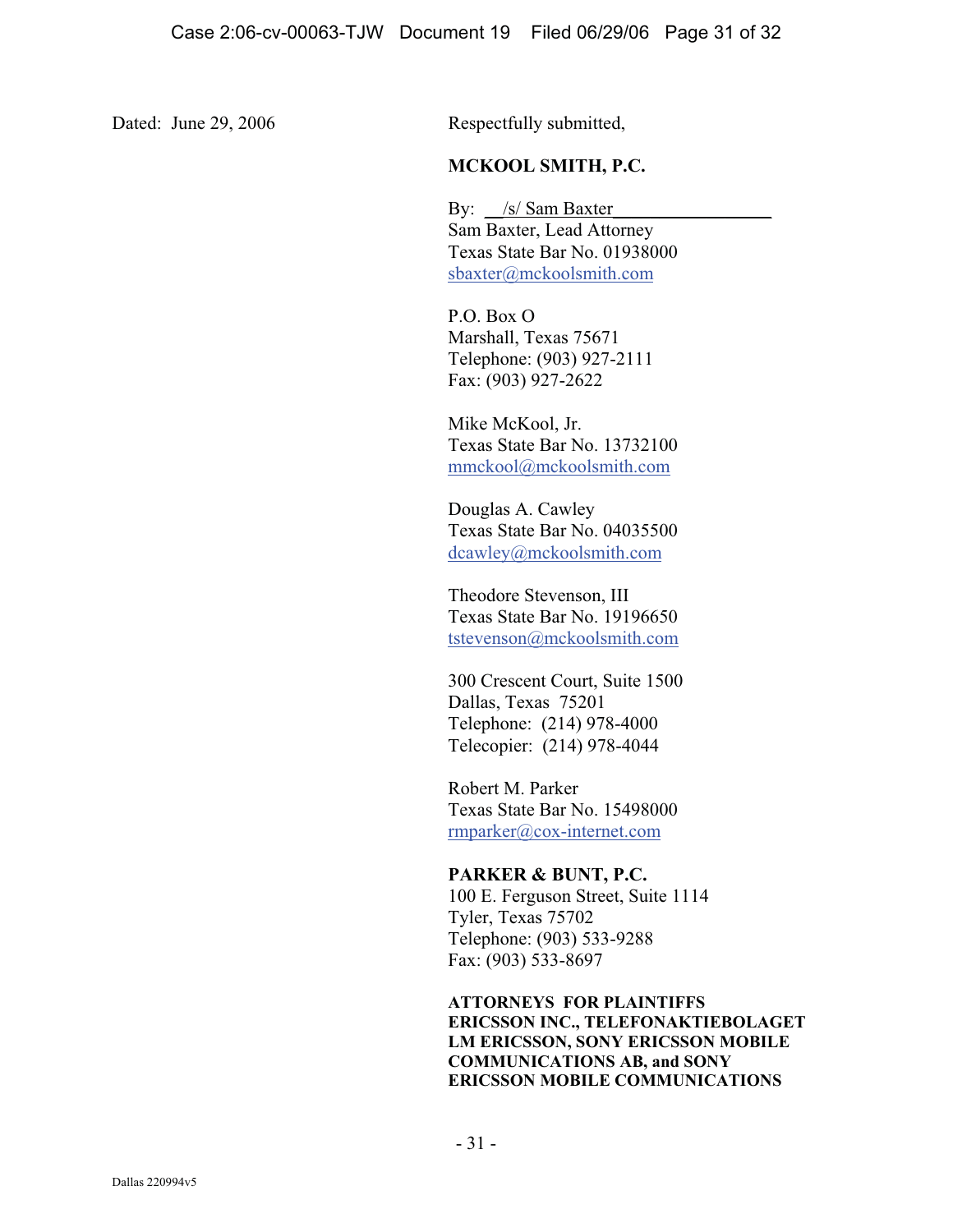Dated: June 29, 2006

Respectfully submitted,

**MCKOOL SMITH, P.C.**

By: /s/ Sam Baxter
Sam Baxter, Lead Attorney
Texas State Bar No. 01938000
sbaxter@mckoolsmith.com

P.O. Box O
Marshall, Texas 75671
Telephone: (903) 927-2111
Fax: (903) 927-2622

Mike McKool, Jr.
Texas State Bar No. 13732100
mmckool@mckoolsmith.com

Douglas A. Cawley
Texas State Bar No. 04035500
dcawley@mckoolsmith.com

Theodore Stevenson, III
Texas State Bar No. 19196650
tstevenson@mckoolsmith.com

300 Crescent Court, Suite 1500
Dallas, Texas 75201
Telephone: (214) 978-4000
Telecopier: (214) 978-4044

Robert M. Parker
Texas State Bar No. 15498000
rmparker@cox-internet.com

**PARKER & BUNT, P.C.**
100 E. Ferguson Street, Suite 1114
Tyler, Texas 75702
Telephone: (903) 533-9288
Fax: (903) 533-8697

**ATTORNEYS FOR PLAINTIFFS ERICSSON INC., TELEFONAKTIEBOLAGET LM ERICSSON, SONY ERICSSON MOBILE COMMUNICATIONS AB, and SONY ERICSSON MOBILE COMMUNICATIONS**

Dallas 220994v5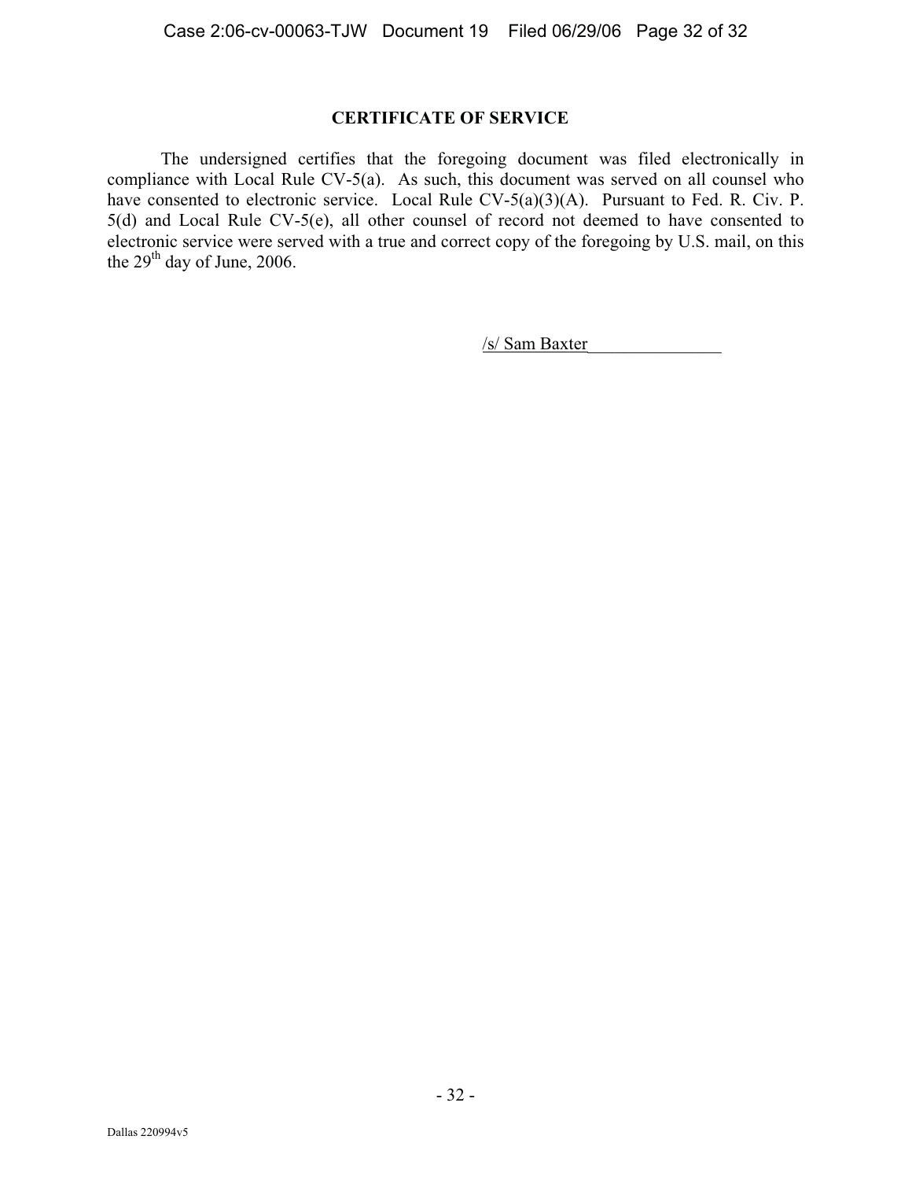## CERTIFICATE OF SERVICE

The undersigned certifies that the foregoing document was filed electronically in compliance with Local Rule CV-5(a). As such, this document was served on all counsel who have consented to electronic service. Local Rule CV-5(a)(3)(A). Pursuant to Fed. R. Civ. P. 5(d) and Local Rule CV-5(e), all other counsel of record not deemed to have consented to electronic service were served with a true and correct copy of the foregoing by U.S. mail, on this the 29th day of June, 2006.

/s/ Sam Baxter

Dallas 220994v5